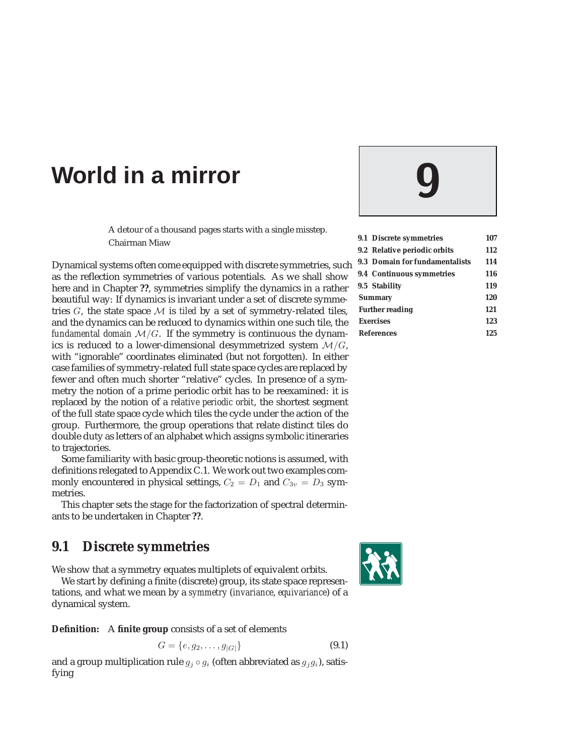# World in a mirror

# 9

| | |
|---|---|
| **9.1 Discrete symmetries** | **107** |
| **9.2 Relative periodic orbits** | **112** |
| **9.3 Domain for fundamentalists** | **114** |
| **9.4 Continuous symmetries** | **116** |
| **9.5 Stability** | **119** |
| **Summary** | **120** |
| **Further reading** | **121** |
| **Exercises** | **123** |
| **References** | **125** |

A detour of a thousand pages starts with a single misstep.
Chairman Miaw

Dynamical systems often come equipped with discrete symmetries, such as the reflection symmetries of various potentials. As we shall show here and in Chapter **??**, symmetries simplify the dynamics in a rather beautiful way: If dynamics is invariant under a set of discrete symmetries $G$, the state space $\mathcal{M}$ is *tiled* by a set of symmetry-related tiles, and the dynamics can be reduced to dynamics within one such tile, the *fundamental domain* $\mathcal{M}/G$. If the symmetry is continuous the dynamics is reduced to a lower-dimensional desymmetrized system $\mathcal{M}/G$, with "ignorable" coordinates eliminated (but not forgotten). In either case families of symmetry-related full state space cycles are replaced by fewer and often much shorter "relative" cycles. In presence of a symmetry the notion of a prime periodic orbit has to be reexamined: it is replaced by the notion of a *relative periodic orbit*, the shortest segment of the full state space cycle which tiles the cycle under the action of the group. Furthermore, the group operations that relate distinct tiles do double duty as letters of an alphabet which assigns symbolic itineraries to trajectories.

Some familiarity with basic group-theoretic notions is assumed, with definitions relegated to Appendix C.1. We work out two examples commonly encountered in physical settings, $C_2 = D_1$ and $C_{3v} = D_3$ symmetries.

This chapter sets the stage for the factorization of spectral determinants to be undertaken in Chapter **??**.

## 9.1 Discrete symmetries

We show that a symmetry equates multiplets of equivalent orbits.

We start by defining a finite (discrete) group, its state space representations, and what we mean by a *symmetry* (*invariance*, *equivariance*) of a dynamical system.

**Definition:** A **finite group** consists of a set of elements

$$G = \{e, g_2, \ldots, g_{|G|}\} \tag{9.1}$$

and a group multiplication rule $g_j \circ g_i$ (often abbreviated as $g_j g_i$), satisfying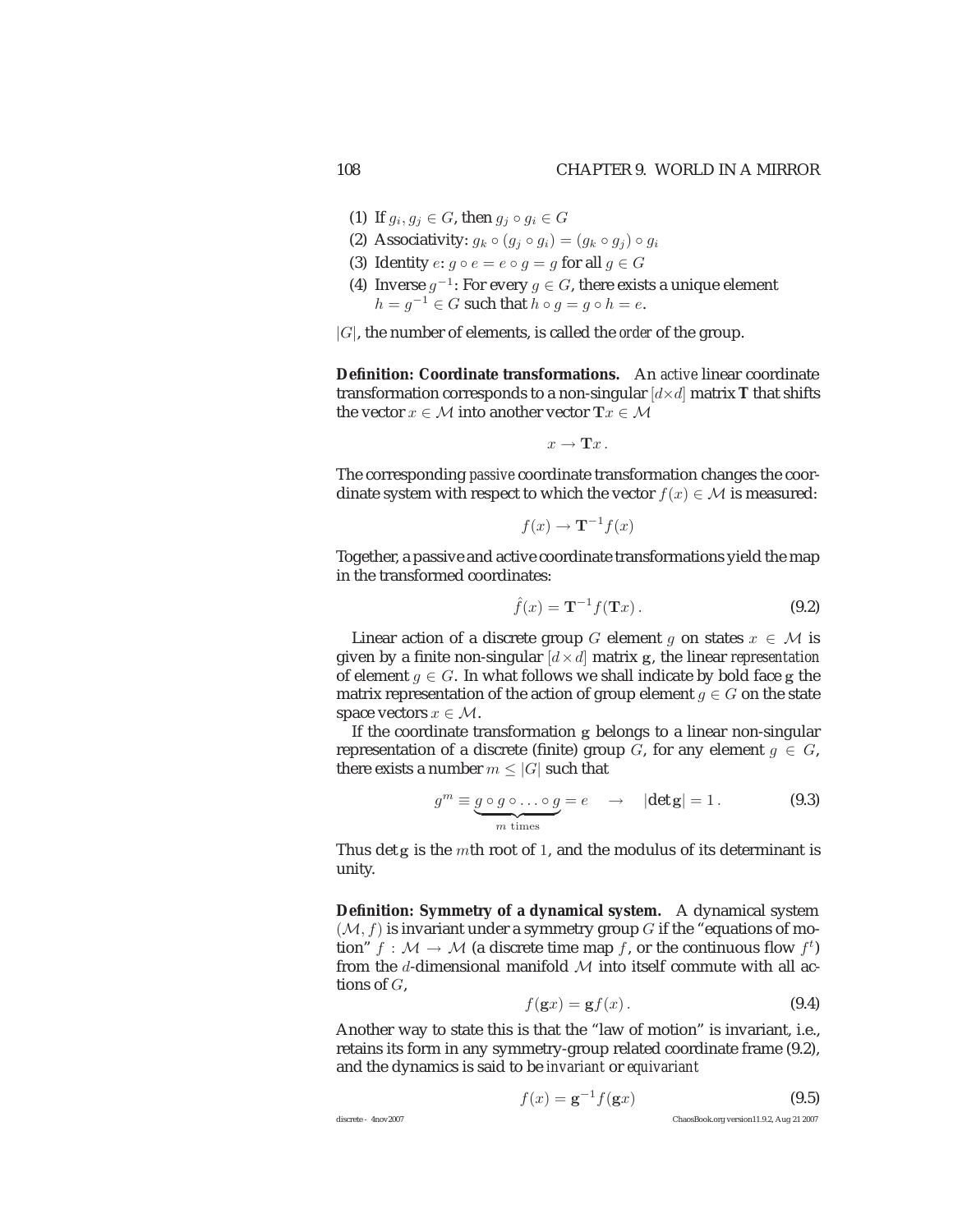(1) If $g_i, g_j \in G$, then $g_j \circ g_i \in G$

(2) Associativity: $g_k \circ (g_j \circ g_i) = (g_k \circ g_j) \circ g_i$

(3) Identity $e$: $g \circ e = e \circ g = g$ for all $g \in G$

(4) Inverse $g^{-1}$: For every $g \in G$, there exists a unique element $h = g^{-1} \in G$ such that $h \circ g = g \circ h = e$.

$|G|$, the number of elements, is called the *order* of the group.

**Definition: Coordinate transformations.** An *active* linear coordinate transformation corresponds to a non-singular $[d \times d]$ matrix $\mathbf{T}$ that shifts the vector $x \in \mathcal{M}$ into another vector $\mathbf{T}x \in \mathcal{M}$

$$x \to \mathbf{T}x \,.$$

The corresponding *passive* coordinate transformation changes the coordinate system with respect to which the vector $f(x) \in \mathcal{M}$ is measured:

$$f(x) \to \mathbf{T}^{-1} f(x)$$

Together, a passive and active coordinate transformations yield the map in the transformed coordinates:

$$\hat{f}(x) = \mathbf{T}^{-1} f(\mathbf{T}x) \,. \tag{9.2}$$

Linear action of a discrete group $G$ element $g$ on states $x \in \mathcal{M}$ is given by a finite non-singular $[d \times d]$ matrix $\mathbf{g}$, the linear *representation* of element $g \in G$. In what follows we shall indicate by bold face $\mathbf{g}$ the matrix representation of the action of group element $g \in G$ on the state space vectors $x \in \mathcal{M}$.

If the coordinate transformation $\mathbf{g}$ belongs to a linear non-singular representation of a discrete (finite) group $G$, for any element $g \in G$, there exists a number $m \leq |G|$ such that

$$g^m \equiv \underbrace{g \circ g \circ \ldots \circ g}_{m \text{ times}} = e \quad \to \quad |\det \mathbf{g}| = 1 \,. \tag{9.3}$$

Thus $\det \mathbf{g}$ is the $m$th root of $1$, and the modulus of its determinant is unity.

**Definition: Symmetry of a dynamical system.** A dynamical system $(\mathcal{M}, f)$ is invariant under a symmetry group $G$ if the "equations of motion" $f : \mathcal{M} \to \mathcal{M}$ (a discrete time map $f$, or the continuous flow $f^t$) from the $d$-dimensional manifold $\mathcal{M}$ into itself commute with all actions of $G$,

$$f(\mathbf{g}x) = \mathbf{g} f(x) \,. \tag{9.4}$$

Another way to state this is that the "law of motion" is invariant, i.e., retains its form in any symmetry-group related coordinate frame (9.2), and the dynamics is said to be *invariant* or *equivariant*

$$f(x) = \mathbf{g}^{-1} f(\mathbf{g}x) \tag{9.5}$$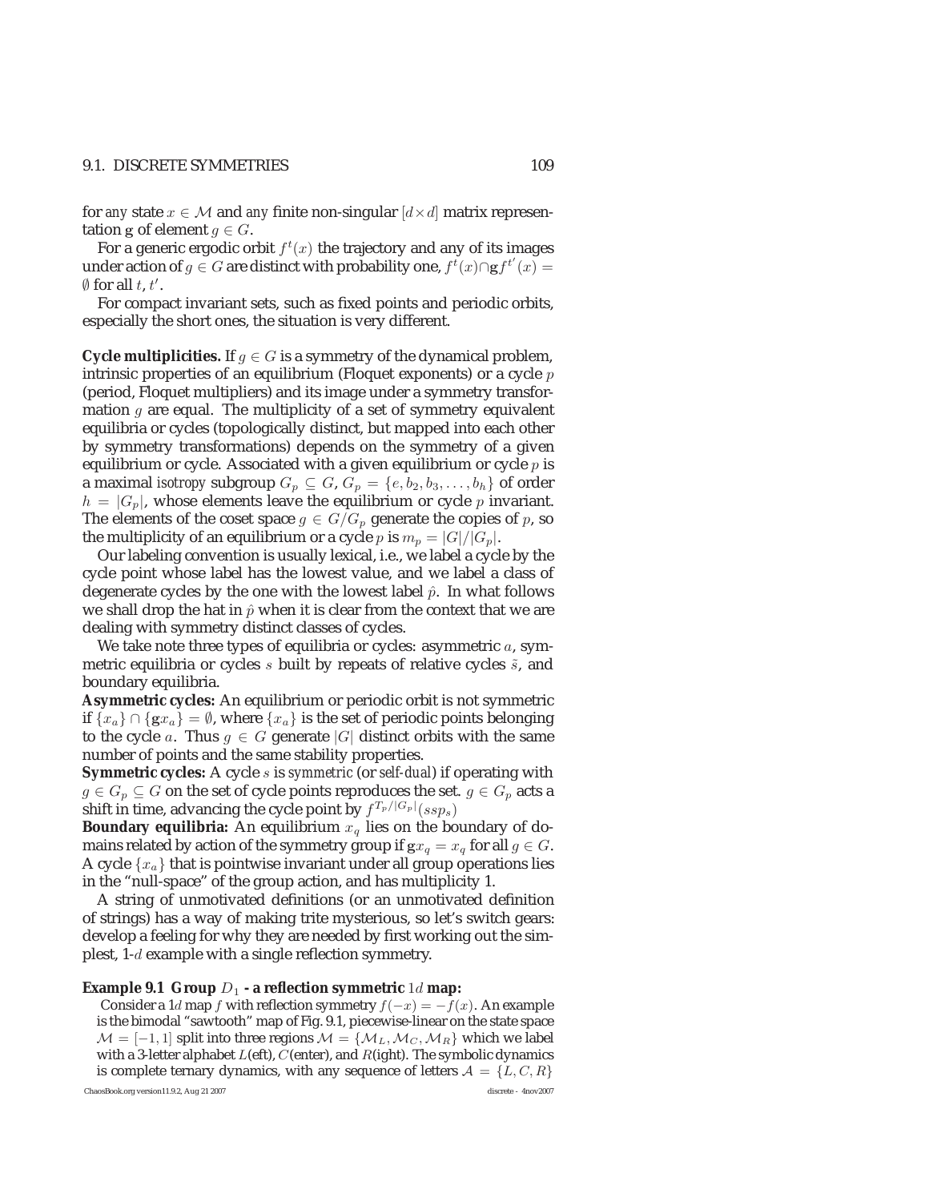for *any* state $x \in \mathcal{M}$ and *any* finite non-singular $[d \times d]$ matrix representation $\mathbf{g}$ of element $g \in G$.

For a generic ergodic orbit $f^t(x)$ the trajectory and any of its images under action of $g \in G$ are distinct with probability one, $f^t(x) \cap \mathbf{g} f^{t'}(x) = \emptyset$ for all $t$, $t'$.

For compact invariant sets, such as fixed points and periodic orbits, especially the short ones, the situation is very different.

**Cycle multiplicities.** If $g \in G$ is a symmetry of the dynamical problem, intrinsic properties of an equilibrium (Floquet exponents) or a cycle $p$ (period, Floquet multipliers) and its image under a symmetry transformation $g$ are equal. The multiplicity of a set of symmetry equivalent equilibria or cycles (topologically distinct, but mapped into each other by symmetry transformations) depends on the symmetry of a given equilibrium or cycle. Associated with a given equilibrium or cycle $p$ is a maximal *isotropy* subgroup $G_p \subseteq G$, $G_p = \{e, b_2, b_3, \ldots, b_h\}$ of order $h = |G_p|$, whose elements leave the equilibrium or cycle $p$ invariant. The elements of the coset space $g \in G/G_p$ generate the copies of $p$, so the multiplicity of an equilibrium or a cycle $p$ is $m_p = |G|/|G_p|$.

Our labeling convention is usually lexical, i.e., we label a cycle by the cycle point whose label has the lowest value, and we label a class of degenerate cycles by the one with the lowest label $\hat{p}$. In what follows we shall drop the hat in $\hat{p}$ when it is clear from the context that we are dealing with symmetry distinct classes of cycles.

We take note three types of equilibria or cycles: asymmetric $a$, symmetric equilibria or cycles $s$ built by repeats of relative cycles $\tilde{s}$, and boundary equilibria.

**Asymmetric cycles:** An equilibrium or periodic orbit is not symmetric if $\{x_a\} \cap \{\mathbf{g} x_a\} = \emptyset$, where $\{x_a\}$ is the set of periodic points belonging to the cycle $a$. Thus $g \in G$ generate $|G|$ distinct orbits with the same number of points and the same stability properties.

**Symmetric cycles:** A cycle $s$ is *symmetric* (or *self-dual*) if operating with $g \in G_p \subseteq G$ on the set of cycle points reproduces the set. $g \in G_p$ acts a shift in time, advancing the cycle point by $f^{T_p/|G_p|}(ssp_s)$

**Boundary equilibria:** An equilibrium $x_q$ lies on the boundary of domains related by action of the symmetry group if $\mathbf{g} x_q = x_q$ for all $g \in G$. A cycle $\{x_a\}$ that is pointwise invariant under all group operations lies in the "null-space" of the group action, and has multiplicity 1.

A string of unmotivated definitions (or an unmotivated definition of strings) has a way of making trite mysterious, so let's switch gears: develop a feeling for why they are needed by first working out the simplest, 1-$d$ example with a single reflection symmetry.

**Example 9.1 Group $D_1$ - a reflection symmetric $1d$ map:**

Consider a $1d$ map $f$ with reflection symmetry $f(-x) = -f(x)$. An example is the bimodal "sawtooth" map of Fig. 9.1, piecewise-linear on the state space $\mathcal{M} = [-1, 1]$ split into three regions $\mathcal{M} = \{\mathcal{M}_L, \mathcal{M}_C, \mathcal{M}_R\}$ which we label with a 3-letter alphabet $L$(eft), $C$(enter), and $R$(ight). The symbolic dynamics is complete ternary dynamics, with any sequence of letters $\mathcal{A} = \{L, C, R\}$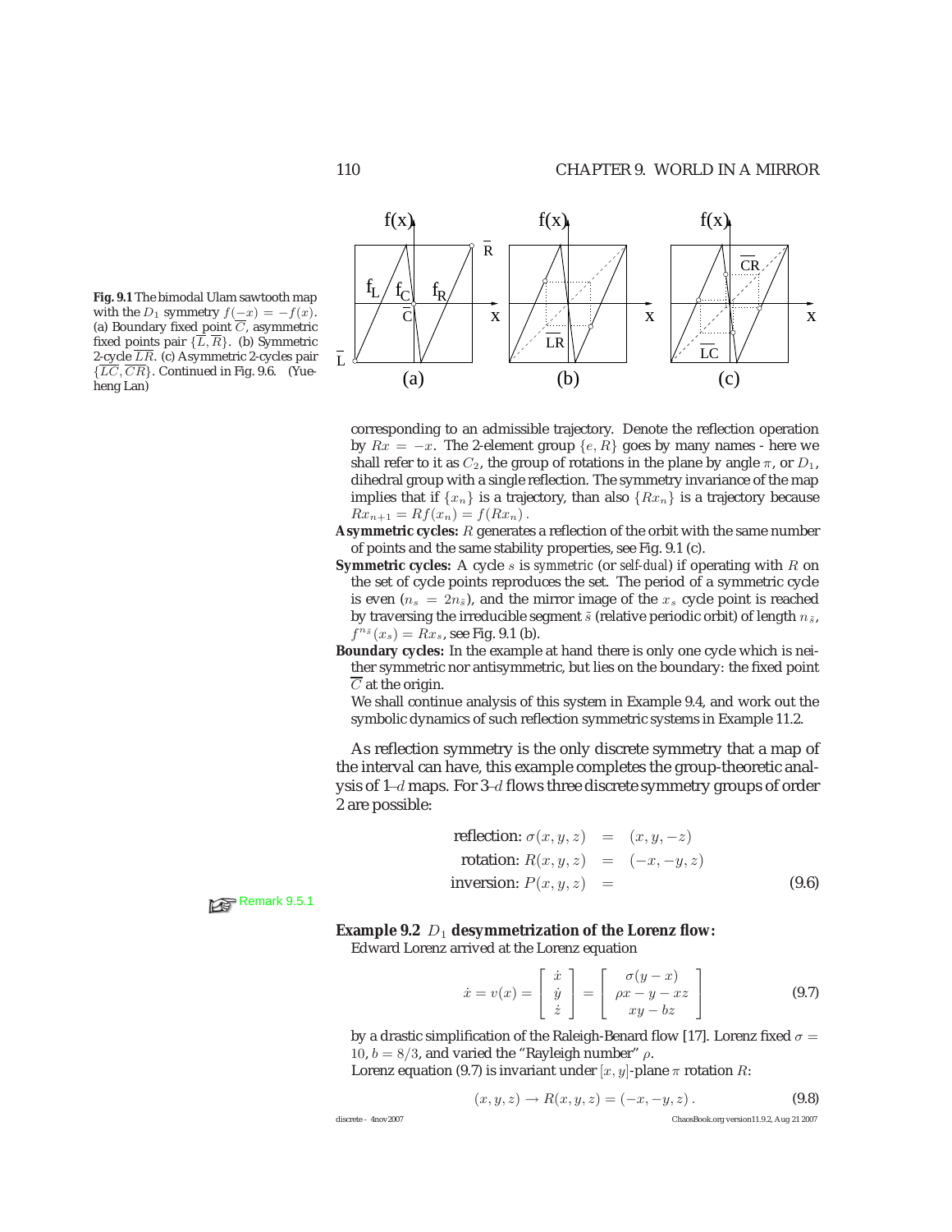**Fig. 9.1** The bimodal Ulam sawtooth map with the $D_1$ symmetry $f(-x) = -f(x)$. (a) Boundary fixed point $\overline{C}$, asymmetric fixed points pair $\{\overline{L}, \overline{R}\}$. (b) Symmetric 2-cycle $\overline{LR}$. (c) Asymmetric 2-cycles pair $\{\overline{LC}, \overline{CR}\}$. Continued in Fig. 9.6. (Yueheng Lan)

corresponding to an admissible trajectory. Denote the reflection operation by $Rx = -x$. The 2-element group $\{e, R\}$ goes by many names - here we shall refer to it as $C_2$, the group of rotations in the plane by angle $\pi$, or $D_1$, dihedral group with a single reflection. The symmetry invariance of the map implies that if $\{x_n\}$ is a trajectory, than also $\{Rx_n\}$ is a trajectory because $Rx_{n+1} = Rf(x_n) = f(Rx_n)$.

**Asymmetric cycles:** $R$ generates a reflection of the orbit with the same number of points and the same stability properties, see Fig. 9.1 (c).

**Symmetric cycles:** A cycle $s$ is *symmetric* (or *self-dual*) if operating with $R$ on the set of cycle points reproduces the set. The period of a symmetric cycle is even ($n_s = 2n_{\tilde{s}}$), and the mirror image of the $x_s$ cycle point is reached by traversing the irreducible segment $\tilde{s}$ (relative periodic orbit) of length $n_{\tilde{s}}$, $f^{n_{\tilde{s}}}(x_s) = Rx_s$, see Fig. 9.1 (b).

**Boundary cycles:** In the example at hand there is only one cycle which is neither symmetric nor antisymmetric, but lies on the boundary: the fixed point $\overline{C}$ at the origin.

We shall continue analysis of this system in Example 9.4, and work out the symbolic dynamics of such reflection symmetric systems in Example 11.2.

As reflection symmetry is the only discrete symmetry that a map of the interval can have, this example completes the group-theoretic analysis of 1–$d$ maps. For 3–$d$ flows three discrete symmetry groups of order 2 are possible:

$$
\begin{aligned}
\text{reflection: } \sigma(x,y,z) &= (x,y,-z) \\
\text{rotation: } R(x,y,z) &= (-x,-y,z) \\
\text{inversion: } P(x,y,z) &=
\end{aligned}
\qquad (9.6)
$$

Remark 9.5.1

**Example 9.2** $D_1$ **desymmetrization of the Lorenz flow:**

Edward Lorenz arrived at the Lorenz equation

$$
\dot{x} = v(x) = \begin{bmatrix} \dot{x} \\ \dot{y} \\ \dot{z} \end{bmatrix} = \begin{bmatrix} \sigma(y-x) \\ \rho x - y - xz \\ xy - bz \end{bmatrix} \qquad (9.7)
$$

by a drastic simplification of the Raleigh-Benard flow [17]. Lorenz fixed $\sigma = 10$, $b = 8/3$, and varied the "Rayleigh number" $\rho$.

Lorenz equation (9.7) is invariant under $[x, y]$-plane $\pi$ rotation $R$:

$$
(x, y, z) \rightarrow R(x, y, z) = (-x, -y, z)\,. \qquad (9.8)
$$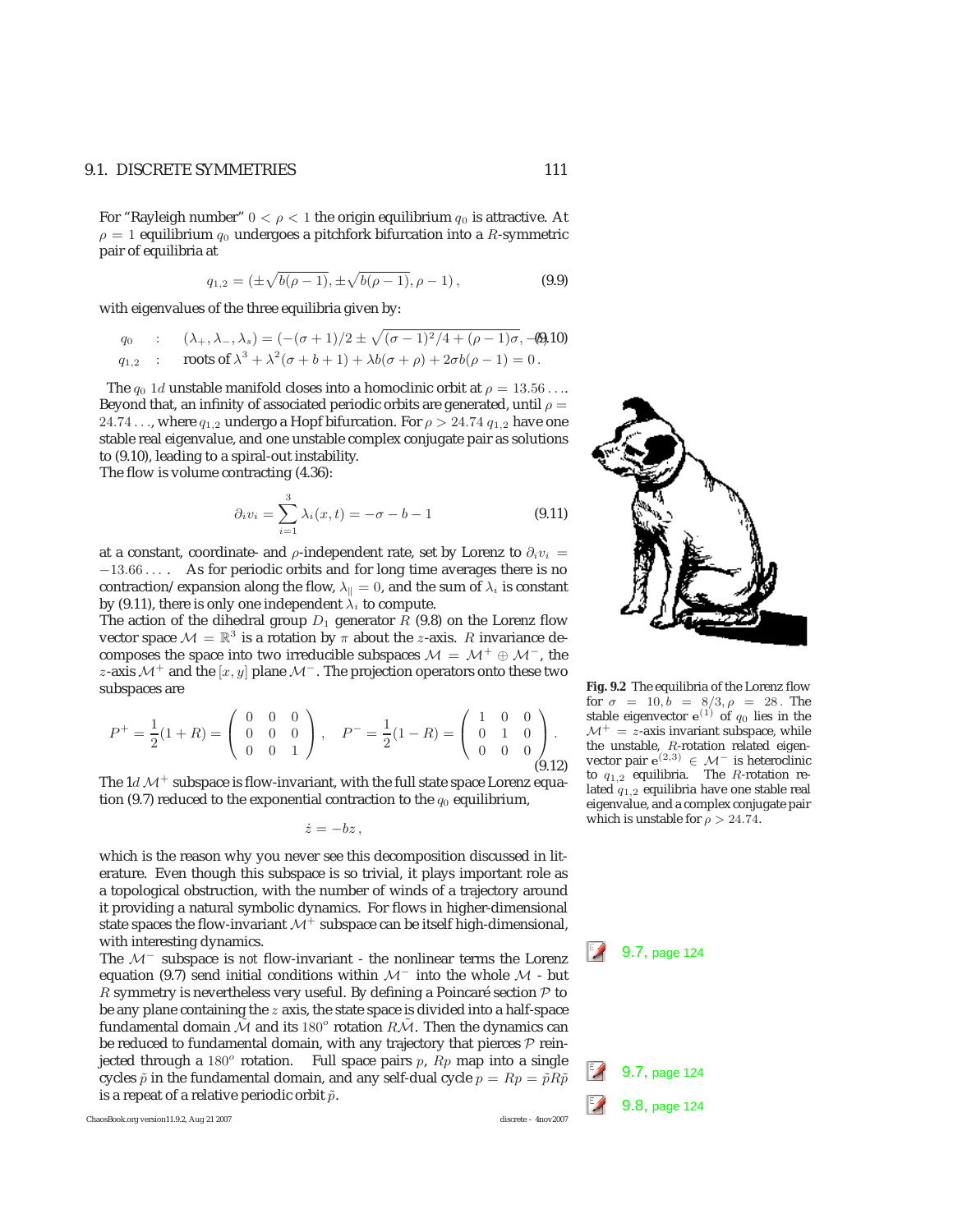For "Rayleigh number" $0 < \rho < 1$ the origin equilibrium $q_0$ is attractive. At $\rho = 1$ equilibrium $q_0$ undergoes a pitchfork bifurcation into a $R$-symmetric pair of equilibria at

$$q_{1,2} = (\pm\sqrt{b(\rho-1)}, \pm\sqrt{b(\rho-1)}, \rho - 1)\,, \tag{9.9}$$

with eigenvalues of the three equilibria given by:

$$\begin{aligned} q_0 &\quad : \quad (\lambda_+, \lambda_-, \lambda_s) = (-(\sigma+1)/2 \pm \sqrt{(\sigma-1)^2/4 + (\rho-1)\sigma}, -b) \\ q_{1,2} &\quad : \quad \text{roots of } \lambda^3 + \lambda^2(\sigma + b + 1) + \lambda b(\sigma + \rho) + 2\sigma b(\rho - 1) = 0\,. \end{aligned} \tag{9.10}$$

The $q_0$ $1d$ unstable manifold closes into a homoclinic orbit at $\rho = 13.56\ldots$. Beyond that, an infinity of associated periodic orbits are generated, until $\rho = 24.74\ldots$, where $q_{1,2}$ undergo a Hopf bifurcation. For $\rho > 24.74$ $q_{1,2}$ have one stable real eigenvalue, and one unstable complex conjugate pair as solutions to (9.10), leading to a spiral-out instability.

The flow is volume contracting (4.36):

$$\partial_i v_i = \sum_{i=1}^{3} \lambda_i(x,t) = -\sigma - b - 1 \tag{9.11}$$

at a constant, coordinate- and $\rho$-independent rate, set by Lorenz to $\partial_i v_i = -13.66\ldots$. As for periodic orbits and for long time averages there is no contraction/ expansion along the flow, $\lambda_\parallel = 0$, and the sum of $\lambda_i$ is constant by (9.11), there is only one independent $\lambda_i$ to compute.

The action of the dihedral group $D_1$ generator $R$ (9.8) on the Lorenz flow vector space $\mathcal{M} = \mathbb{R}^3$ is a rotation by $\pi$ about the $z$-axis. $R$ invariance decomposes the space into two irreducible subspaces $\mathcal{M} = \mathcal{M}^+ \oplus \mathcal{M}^-$, the $z$-axis $\mathcal{M}^+$ and the $[x, y]$ plane $\mathcal{M}^-$. The projection operators onto these two subspaces are

$$P^+ = \frac{1}{2}(1 + R) = \begin{pmatrix} 0 & 0 & 0 \\ 0 & 0 & 0 \\ 0 & 0 & 1 \end{pmatrix}, \quad P^- = \frac{1}{2}(1 - R) = \begin{pmatrix} 1 & 0 & 0 \\ 0 & 1 & 0 \\ 0 & 0 & 0 \end{pmatrix}. \tag{9.12}$$

The $1d$ $\mathcal{M}^+$ subspace is flow-invariant, with the full state space Lorenz equation (9.7) reduced to the exponential contraction to the $q_0$ equilibrium,

$$\dot{z} = -bz\,,$$

which is the reason why you never see this decomposition discussed in literature. Even though this subspace is so trivial, it plays important role as a topological obstruction, with the number of winds of a trajectory around it providing a natural symbolic dynamics. For flows in higher-dimensional state spaces the flow-invariant $\mathcal{M}^+$ subspace can be itself high-dimensional, with interesting dynamics.

The $\mathcal{M}^-$ subspace is *not* flow-invariant - the nonlinear terms the Lorenz equation (9.7) send initial conditions within $\mathcal{M}^-$ into the whole $\mathcal{M}$ - but $R$ symmetry is nevertheless very useful. By defining a Poincaré section $\mathcal{P}$ to be any plane containing the $z$ axis, the state space is divided into a half-space fundamental domain $\tilde{\mathcal{M}}$ and its $180^o$ rotation $R\tilde{\mathcal{M}}$. Then the dynamics can be reduced to fundamental domain, with any trajectory that pierces $\mathcal{P}$ reinjected through a $180^o$ rotation. Full space pairs $p$, $Rp$ map into a single cycles $\tilde{p}$ in the fundamental domain, and any self-dual cycle $p = Rp = \tilde{p}R\tilde{p}$ is a repeat of a relative periodic orbit $\tilde{p}$.

**Fig. 9.2** The equilibria of the Lorenz flow for $\sigma = 10, b = 8/3, \rho = 28$. The stable eigenvector $\mathbf{e}^{(1)}$ of $q_0$ lies in the $\mathcal{M}^+ = z$-axis invariant subspace, while the unstable, $R$-rotation related eigenvector pair $\mathbf{e}^{(2,3)} \in \mathcal{M}^-$ is heteroclinic to $q_{1,2}$ equilibria. The $R$-rotation related $q_{1,2}$ equilibria have one stable real eigenvalue, and a complex conjugate pair which is unstable for $\rho > 24.74$.

9.7, page 124

9.7, page 124

9.8, page 124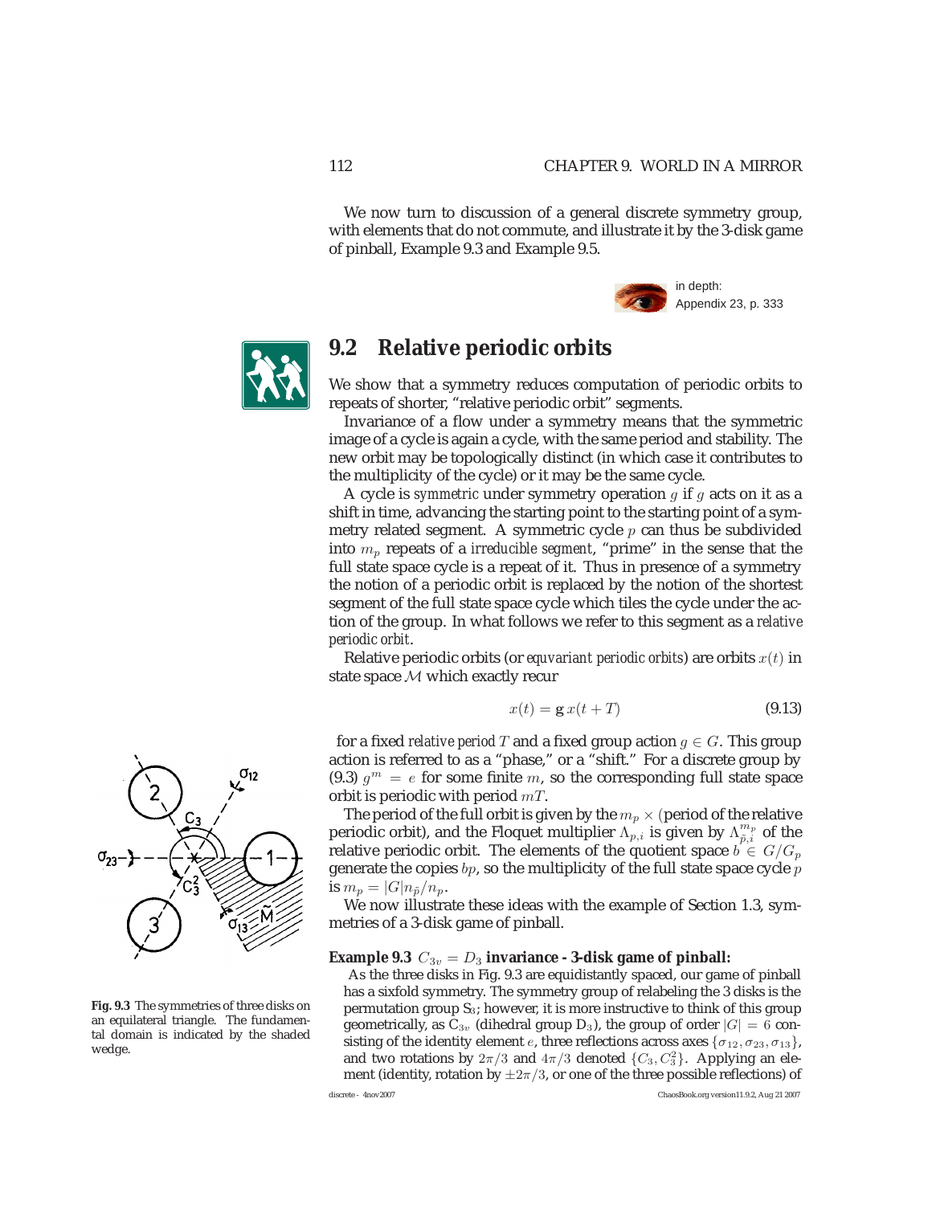We now turn to discussion of a general discrete symmetry group, with elements that do not commute, and illustrate it by the 3-disk game of pinball, Example 9.3 and Example 9.5.

in depth:
Appendix 23, p. 333

## 9.2 Relative periodic orbits

We show that a symmetry reduces computation of periodic orbits to repeats of shorter, "relative periodic orbit" segments.

Invariance of a flow under a symmetry means that the symmetric image of a cycle is again a cycle, with the same period and stability. The new orbit may be topologically distinct (in which case it contributes to the multiplicity of the cycle) or it may be the same cycle.

A cycle is *symmetric* under symmetry operation $g$ if $g$ acts on it as a shift in time, advancing the starting point to the starting point of a symmetry related segment. A symmetric cycle $p$ can thus be subdivided into $m_p$ repeats of a *irreducible segment*, "prime" in the sense that the full state space cycle is a repeat of it. Thus in presence of a symmetry the notion of a periodic orbit is replaced by the notion of the shortest segment of the full state space cycle which tiles the cycle under the action of the group. In what follows we refer to this segment as a *relative periodic orbit*.

Relative periodic orbits (or *equvariant periodic orbits*) are orbits $x(t)$ in state space $\mathcal{M}$ which exactly recur

$$x(t) = \mathbf{g}\, x(t+T) \tag{9.13}$$

for a fixed *relative period* $T$ and a fixed group action $g \in G$. This group action is referred to as a "phase," or a "shift." For a discrete group by (9.3) $g^m = e$ for some finite $m$, so the corresponding full state space orbit is periodic with period $mT$.

The period of the full orbit is given by the $m_p \times$ (period of the relative periodic orbit), and the Floquet multiplier $\Lambda_{p,i}$ is given by $\Lambda_{\tilde{p},i}^{m_p}$ of the relative periodic orbit. The elements of the quotient space $b \in G/G_p$ generate the copies $bp$, so the multiplicity of the full state space cycle $p$ is $m_p = |G| n_{\tilde{p}}/n_p$.

We now illustrate these ideas with the example of Section 1.3, symmetries of a 3-disk game of pinball.

**Fig. 9.3** The symmetries of three disks on an equilateral triangle. The fundamental domain is indicated by the shaded wedge.

**Example 9.3** $C_{3v} = D_3$ **invariance - 3-disk game of pinball:**
As the three disks in Fig. 9.3 are equidistantly spaced, our game of pinball has a sixfold symmetry. The symmetry group of relabeling the 3 disks is the permutation group $S_3$; however, it is more instructive to think of this group geometrically, as $C_{3v}$ (dihedral group $D_3$), the group of order $|G| = 6$ consisting of the identity element $e$, three reflections across axes $\{\sigma_{12}, \sigma_{23}, \sigma_{13}\}$, and two rotations by $2\pi/3$ and $4\pi/3$ denoted $\{C_3, C_3^2\}$. Applying an element (identity, rotation by $\pm 2\pi/3$, or one of the three possible reflections) of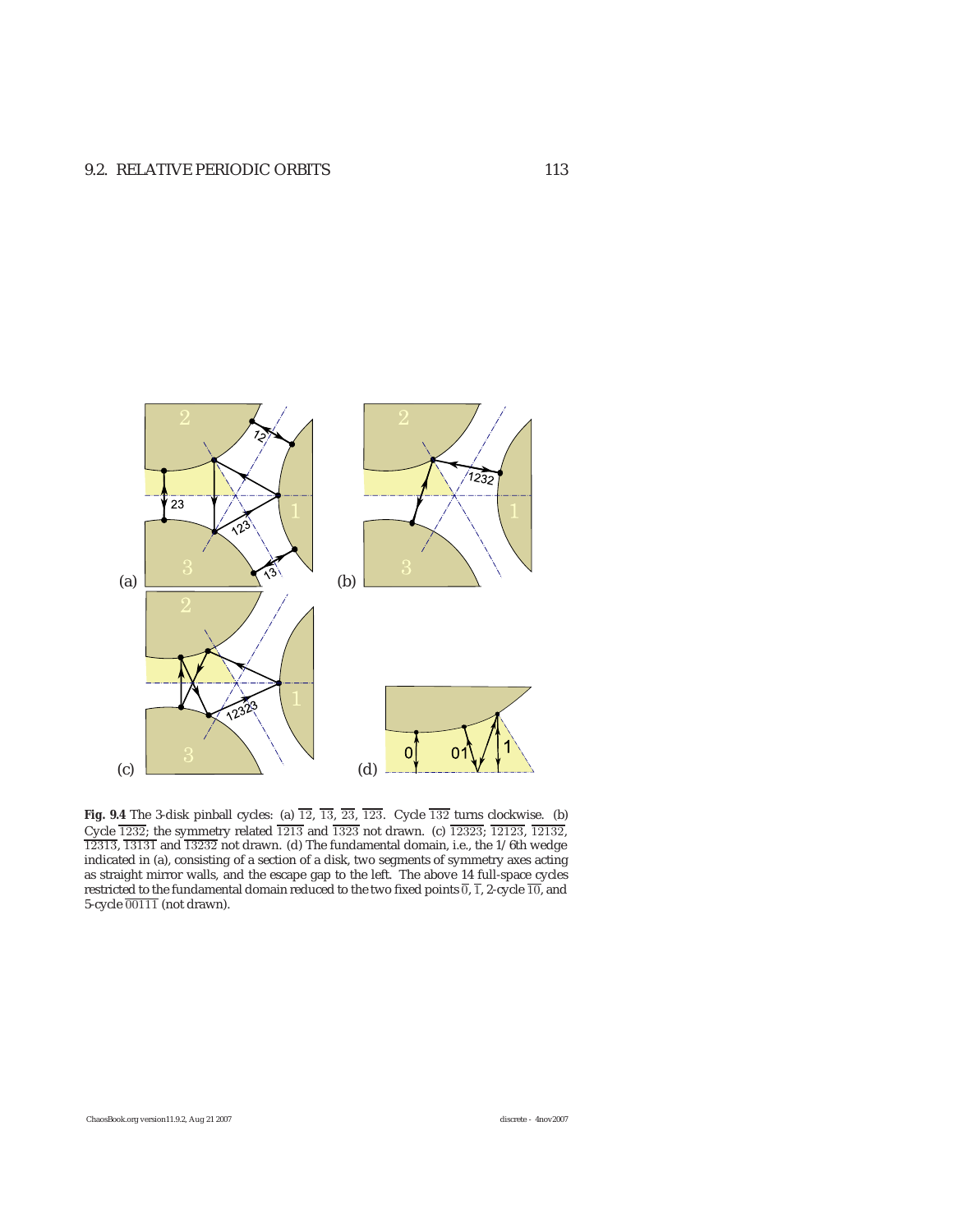**Fig. 9.4** The 3-disk pinball cycles: (a) $\overline{12}$, $\overline{13}$, $\overline{23}$, $\overline{123}$. Cycle $\overline{132}$ turns clockwise. (b) Cycle $\overline{1232}$; the symmetry related $\overline{1213}$ and $\overline{1323}$ not drawn. (c) $\overline{12323}$; $\overline{12123}$, $\overline{12132}$, $\overline{12313}$, $\overline{13131}$ and $\overline{13232}$ not drawn. (d) The fundamental domain, i.e., the 1/6th wedge indicated in (a), consisting of a section of a disk, two segments of symmetry axes acting as straight mirror walls, and the escape gap to the left. The above 14 full-space cycles restricted to the fundamental domain reduced to the two fixed points $\overline{0}$, $\overline{1}$, 2-cycle $\overline{10}$, and 5-cycle $\overline{00111}$ (not drawn).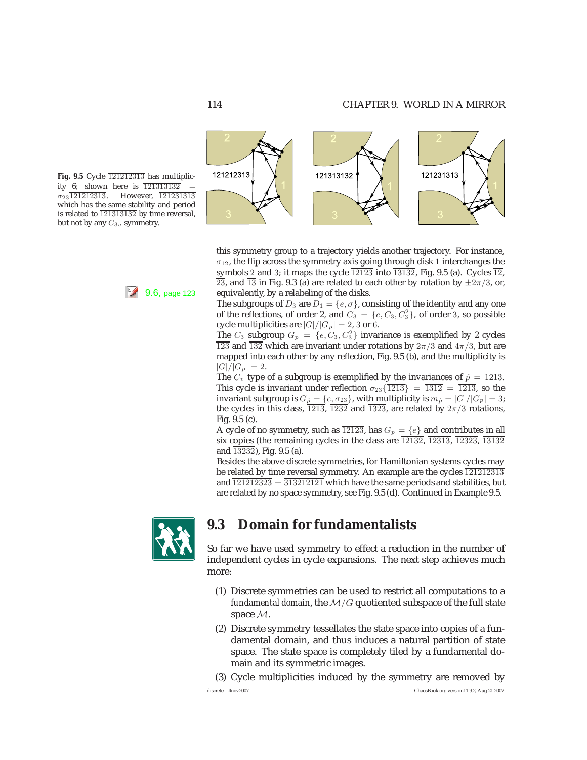**Fig. 9.5** Cycle $\overline{121212313}$ has multiplicity 6; shown here is $\overline{121313132} = \sigma_{23}\overline{121212313}$. However, $\overline{121231313}$ which has the same stability and period is related to $\overline{121313132}$ by time reversal, but not by any $C_{3v}$ symmetry.

this symmetry group to a trajectory yields another trajectory. For instance, $\sigma_{12}$, the flip across the symmetry axis going through disk 1 interchanges the symbols 2 and 3; it maps the cycle $\overline{12123}$ into $\overline{13132}$, Fig. 9.5 (a). Cycles $\overline{12}$, $\overline{23}$, and $\overline{13}$ in Fig. 9.3 (a) are related to each other by rotation by $\pm 2\pi/3$, or, equivalently, by a relabeling of the disks.

9.6, page 123

The subgroups of $D_3$ are $D_1 = \{e, \sigma\}$, consisting of the identity and any one of the reflections, of order 2, and $C_3 = \{e, C_3, C_3^2\}$, of order 3, so possible cycle multiplicities are $|G|/|G_p| = 2$, 3 or 6.

The $C_3$ subgroup $G_p = \{e, C_3, C_3^2\}$ invariance is exemplified by 2 cycles $\overline{123}$ and $\overline{132}$ which are invariant under rotations by $2\pi/3$ and $4\pi/3$, but are mapped into each other by any reflection, Fig. 9.5 (b), and the multiplicity is $|G|/|G_p| = 2$.

The $C_v$ type of a subgroup is exemplified by the invariances of $\hat{p} = 1213$. This cycle is invariant under reflection $\sigma_{23}\{\overline{1213}\} = \overline{1312} = \overline{1213}$, so the invariant subgroup is $G_{\hat{p}} = \{e, \sigma_{23}\}$, with multiplicity is $m_{\hat{p}} = |G|/|G_p| = 3$; the cycles in this class, $\overline{1213}$, $\overline{1232}$ and $\overline{1323}$, are related by $2\pi/3$ rotations, Fig. 9.5 (c).

A cycle of no symmetry, such as $\overline{12123}$, has $G_p = \{e\}$ and contributes in all six copies (the remaining cycles in the class are $\overline{12132}$, $\overline{12313}$, $\overline{12323}$, $\overline{13132}$ and $\overline{13232}$), Fig. 9.5 (a).

Besides the above discrete symmetries, for Hamiltonian systems cycles may be related by time reversal symmetry. An example are the cycles $\overline{121212313}$ and $\overline{121212323} = \overline{313212121}$ which have the same periods and stabilities, but are related by no space symmetry, see Fig. 9.5 (d). Continued in Example 9.5.

## 9.3 Domain for fundamentalists

So far we have used symmetry to effect a reduction in the number of independent cycles in cycle expansions. The next step achieves much more:

(1) Discrete symmetries can be used to restrict all computations to a *fundamental domain*, the $\mathcal{M}/G$ quotiented subspace of the full state space $\mathcal{M}$.

(2) Discrete symmetry tessellates the state space into copies of a fundamental domain, and thus induces a natural partition of state space. The state space is completely tiled by a fundamental domain and its symmetric images.

(3) Cycle multiplicities induced by the symmetry are removed by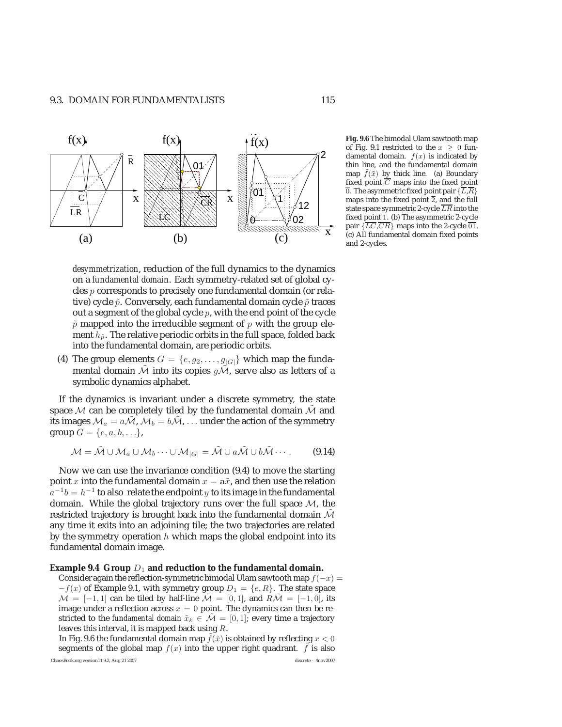**Fig. 9.6** The bimodal Ulam sawtooth map of Fig. 9.1 restricted to the $x \geq 0$ fundamental domain. $f(x)$ is indicated by thin line, and the fundamental domain map $\tilde{f}(\tilde{x})$ by thick line. (a) Boundary fixed point $\overline{C}$ maps into the fixed point $\overline{0}$. The asymmetric fixed point pair $\{\overline{L},\overline{R}\}$ maps into the fixed point $\overline{2}$, and the full state space symmetric 2-cycle $\overline{LR}$ into the fixed point $\overline{1}$. (b) The asymmetric 2-cycle pair $\{\overline{LC},\overline{CR}\}$ maps into the 2-cycle $\overline{01}$. (c) All fundamental domain fixed points and 2-cycles.

*desymmetrization*, reduction of the full dynamics to the dynamics on a *fundamental domain*. Each symmetry-related set of global cycles $p$ corresponds to precisely one fundamental domain (or relative) cycle $\tilde{p}$. Conversely, each fundamental domain cycle $\tilde{p}$ traces out a segment of the global cycle $p$, with the end point of the cycle $\tilde{p}$ mapped into the irreducible segment of $p$ with the group element $h_{\tilde{p}}$. The relative periodic orbits in the full space, folded back into the fundamental domain, are periodic orbits.

(4) The group elements $G = \{e, g_2, \ldots, g_{|G|}\}$ which map the fundamental domain $\tilde{\mathcal{M}}$ into its copies $g\tilde{\mathcal{M}}$, serve also as letters of a symbolic dynamics alphabet.

If the dynamics is invariant under a discrete symmetry, the state space $\mathcal{M}$ can be completely tiled by the fundamental domain $\tilde{\mathcal{M}}$ and its images $\mathcal{M}_a = a\tilde{\mathcal{M}}$, $\mathcal{M}_b = b\tilde{\mathcal{M}}$, ... under the action of the symmetry group $G = \{e, a, b, \ldots\}$,

$$\mathcal{M} = \tilde{\mathcal{M}} \cup \mathcal{M}_a \cup \mathcal{M}_b \cdots \cup \mathcal{M}_{|G|} = \tilde{\mathcal{M}} \cup a\tilde{\mathcal{M}} \cup b\tilde{\mathcal{M}} \cdots . \qquad (9.14)$$

Now we can use the invariance condition (9.4) to move the starting point $x$ into the fundamental domain $x = \mathbf{a}\tilde{x}$, and then use the relation $a^{-1}b = h^{-1}$ to also relate the endpoint $y$ to its image in the fundamental domain. While the global trajectory runs over the full space $\mathcal{M}$, the restricted trajectory is brought back into the fundamental domain $\tilde{\mathcal{M}}$ any time it exits into an adjoining tile; the two trajectories are related by the symmetry operation $h$ which maps the global endpoint into its fundamental domain image.

**Example 9.4 Group $D_1$ and reduction to the fundamental domain.**
Consider again the reflection-symmetric bimodal Ulam sawtooth map $f(-x) = -f(x)$ of Example 9.1, with symmetry group $D_1 = \{e, R\}$. The state space $\mathcal{M} = [-1, 1]$ can be tiled by half-line $\tilde{\mathcal{M}} = [0, 1]$, and $R\tilde{\mathcal{M}} = [-1, 0]$, its image under a reflection across $x = 0$ point. The dynamics can then be restricted to the *fundamental domain* $\tilde{x}_k \in \tilde{\mathcal{M}} = [0, 1]$; every time a trajectory leaves this interval, it is mapped back using $R$.
In Fig. 9.6 the fundamental domain map $\tilde{f}(\tilde{x})$ is obtained by reflecting $x < 0$ segments of the global map $f(x)$ into the upper right quadrant. $\tilde{f}$ is also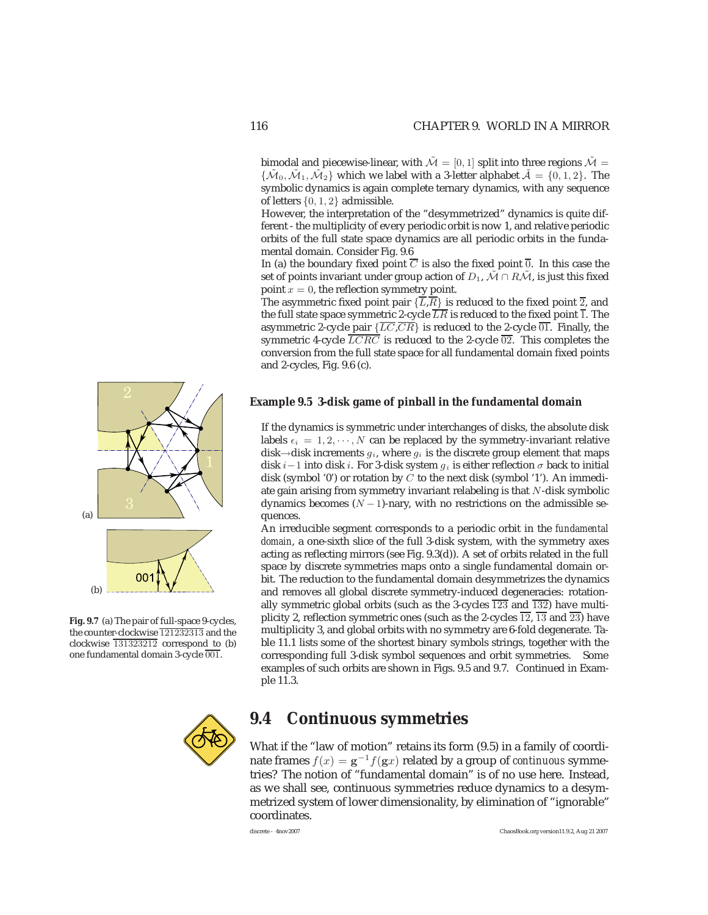bimodal and piecewise-linear, with $\tilde{\mathcal{M}} = [0, 1]$ split into three regions $\tilde{\mathcal{M}} = \{\tilde{\mathcal{M}}_0, \tilde{\mathcal{M}}_1, \tilde{\mathcal{M}}_2\}$ which we label with a 3-letter alphabet $\tilde{\mathcal{A}} = \{0, 1, 2\}$. The symbolic dynamics is again complete ternary dynamics, with any sequence of letters $\{0, 1, 2\}$ admissible.

However, the interpretation of the "desymmetrized" dynamics is quite different - the multiplicity of every periodic orbit is now 1, and relative periodic orbits of the full state space dynamics are all periodic orbits in the fundamental domain. Consider Fig. 9.6

In (a) the boundary fixed point $\overline{C}$ is also the fixed point $\overline{0}$. In this case the set of points invariant under group action of $D_1$, $\tilde{\mathcal{M}} \cap R\tilde{\mathcal{M}}$, is just this fixed point $x = 0$, the reflection symmetry point.

The asymmetric fixed point pair $\{\overline{L},\overline{R}\}$ is reduced to the fixed point $\overline{2}$, and the full state space symmetric 2-cycle $\overline{LR}$ is reduced to the fixed point $\overline{1}$. The asymmetric 2-cycle pair $\{\overline{LC},\overline{CR}\}$ is reduced to the 2-cycle $\overline{01}$. Finally, the symmetric 4-cycle $\overline{LCRC}$ is reduced to the 2-cycle $\overline{02}$. This completes the conversion from the full state space for all fundamental domain fixed points and 2-cycles, Fig. 9.6 (c).

**Example 9.5 3-disk game of pinball in the fundamental domain**

If the dynamics is symmetric under interchanges of disks, the absolute disk labels $\epsilon_i = 1, 2, \cdots, N$ can be replaced by the symmetry-invariant relative disk→disk increments $g_i$, where $g_i$ is the discrete group element that maps disk $i-1$ into disk $i$. For 3-disk system $g_i$ is either reflection $\sigma$ back to initial disk (symbol '0') or rotation by $C$ to the next disk (symbol '1'). An immediate gain arising from symmetry invariant relabeling is that $N$-disk symbolic dynamics becomes $(N-1)$-nary, with no restrictions on the admissible sequences.

An irreducible segment corresponds to a periodic orbit in the *fundamental domain*, a one-sixth slice of the full 3-disk system, with the symmetry axes acting as reflecting mirrors (see Fig. 9.3(d)). A set of orbits related in the full space by discrete symmetries maps onto a single fundamental domain orbit. The reduction to the fundamental domain desymmetrizes the dynamics and removes all global discrete symmetry-induced degeneracies: rotationally symmetric global orbits (such as the 3-cycles $\overline{123}$ and $\overline{132}$) have multiplicity 2, reflection symmetric ones (such as the 2-cycles $\overline{12}$, $\overline{13}$ and $\overline{23}$) have multiplicity 3, and global orbits with no symmetry are 6-fold degenerate. Table 11.1 lists some of the shortest binary symbols strings, together with the corresponding full 3-disk symbol sequences and orbit symmetries. Some examples of such orbits are shown in Figs. 9.5 and 9.7. Continued in Example 11.3.

**Fig. 9.7** (a) The pair of full-space 9-cycles, the counter-clockwise $\overline{121232313}$ and the clockwise $\overline{131323212}$ correspond to (b) one fundamental domain 3-cycle $\overline{001}$.

## 9.4 Continuous symmetries

What if the "law of motion" retains its form (9.5) in a family of coordinate frames $f(x) = \mathrm{g}^{-1}f(\mathrm{g}x)$ related by a group of *continuous* symmetries? The notion of "fundamental domain" is of no use here. Instead, as we shall see, continuous symmetries reduce dynamics to a desymmetrized system of lower dimensionality, by elimination of "ignorable" coordinates.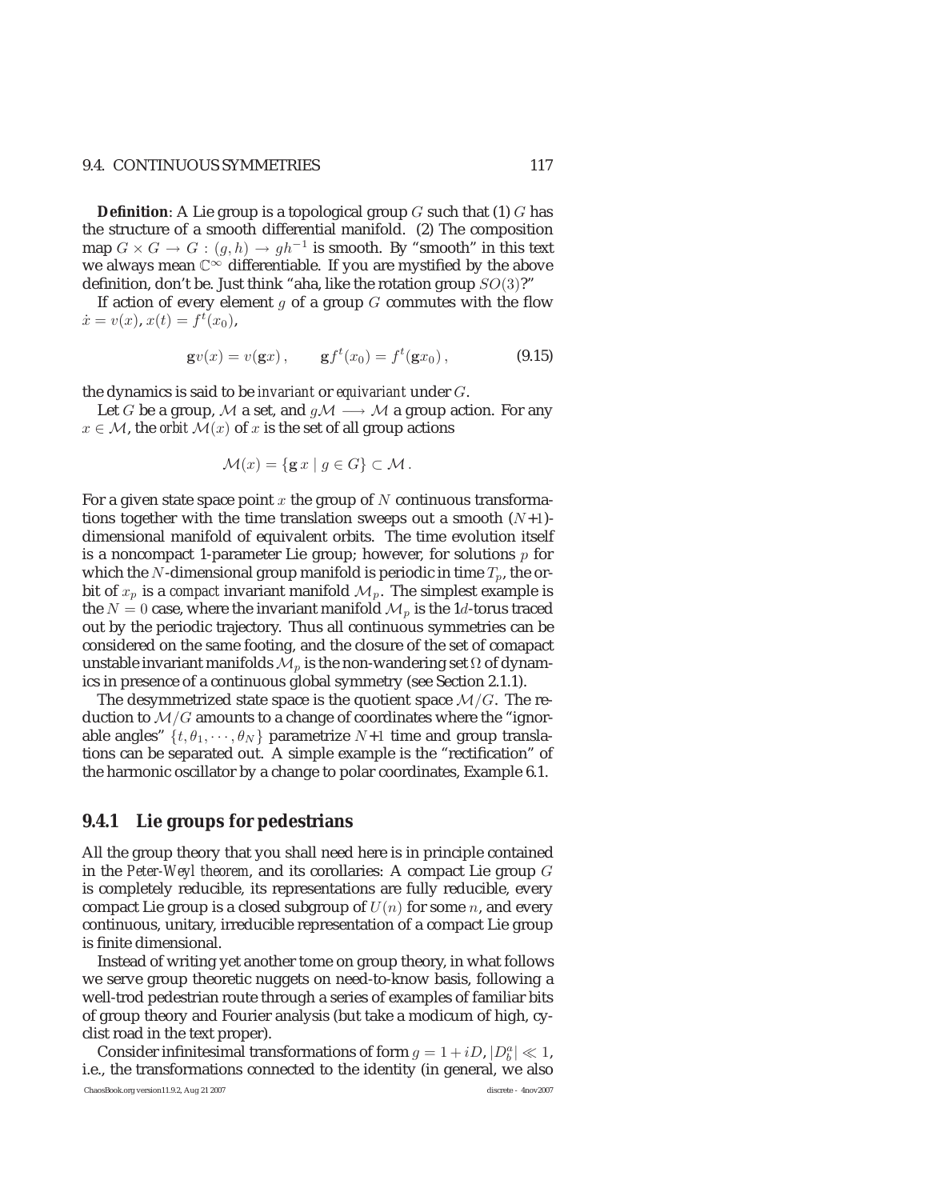**Definition**: A Lie group is a topological group $G$ such that (1) $G$ has the structure of a smooth differential manifold. (2) The composition map $G \times G \to G : (g, h) \to gh^{-1}$ is smooth. By "smooth" in this text we always mean $\mathbb{C}^\infty$ differentiable. If you are mystified by the above definition, don't be. Just think "aha, like the rotation group $SO(3)$?"

If action of every element $g$ of a group $G$ commutes with the flow $\dot{x} = v(x)$, $x(t) = f^t(x_0)$,

$$\mathbf{g}v(x) = v(\mathbf{g}x) , \qquad \mathbf{g}f^t(x_0) = f^t(\mathbf{g}x_0) , \tag{9.15}$$

the dynamics is said to be *invariant* or *equivariant* under $G$.

Let $G$ be a group, $\mathcal{M}$ a set, and $g\mathcal{M} \longrightarrow \mathcal{M}$ a group action. For any $x \in \mathcal{M}$, the *orbit* $\mathcal{M}(x)$ of $x$ is the set of all group actions

$$\mathcal{M}(x) = \{\mathbf{g}\, x \mid g \in G\} \subset \mathcal{M} .$$

For a given state space point $x$ the group of $N$ continuous transformations together with the time translation sweeps out a smooth ($N$+1)-dimensional manifold of equivalent orbits. The time evolution itself is a noncompact 1-parameter Lie group; however, for solutions $p$ for which the $N$-dimensional group manifold is periodic in time $T_p$, the orbit of $x_p$ is a *compact* invariant manifold $\mathcal{M}_p$. The simplest example is the $N = 0$ case, where the invariant manifold $\mathcal{M}_p$ is the $1d$-torus traced out by the periodic trajectory. Thus all continuous symmetries can be considered on the same footing, and the closure of the set of comapact unstable invariant manifolds $\mathcal{M}_p$ is the non-wandering set $\Omega$ of dynamics in presence of a continuous global symmetry (see Section 2.1.1).

The desymmetrized state space is the quotient space $\mathcal{M}/G$. The reduction to $\mathcal{M}/G$ amounts to a change of coordinates where the "ignorable angles" $\{t, \theta_1, \cdots, \theta_N\}$ parametrize $N$+1 time and group translations can be separated out. A simple example is the "rectification" of the harmonic oscillator by a change to polar coordinates, Example 6.1.

### 9.4.1 Lie groups for pedestrians

All the group theory that you shall need here is in principle contained in the *Peter-Weyl theorem*, and its corollaries: A compact Lie group $G$ is completely reducible, its representations are fully reducible, every compact Lie group is a closed subgroup of $U(n)$ for some $n$, and every continuous, unitary, irreducible representation of a compact Lie group is finite dimensional.

Instead of writing yet another tome on group theory, in what follows we serve group theoretic nuggets on need-to-know basis, following a well-trod pedestrian route through a series of examples of familiar bits of group theory and Fourier analysis (but take a modicum of high, cyclist road in the text proper).

Consider infinitesimal transformations of form $g = 1 + iD$, $|D^a_b| \ll 1$, i.e., the transformations connected to the identity (in general, we also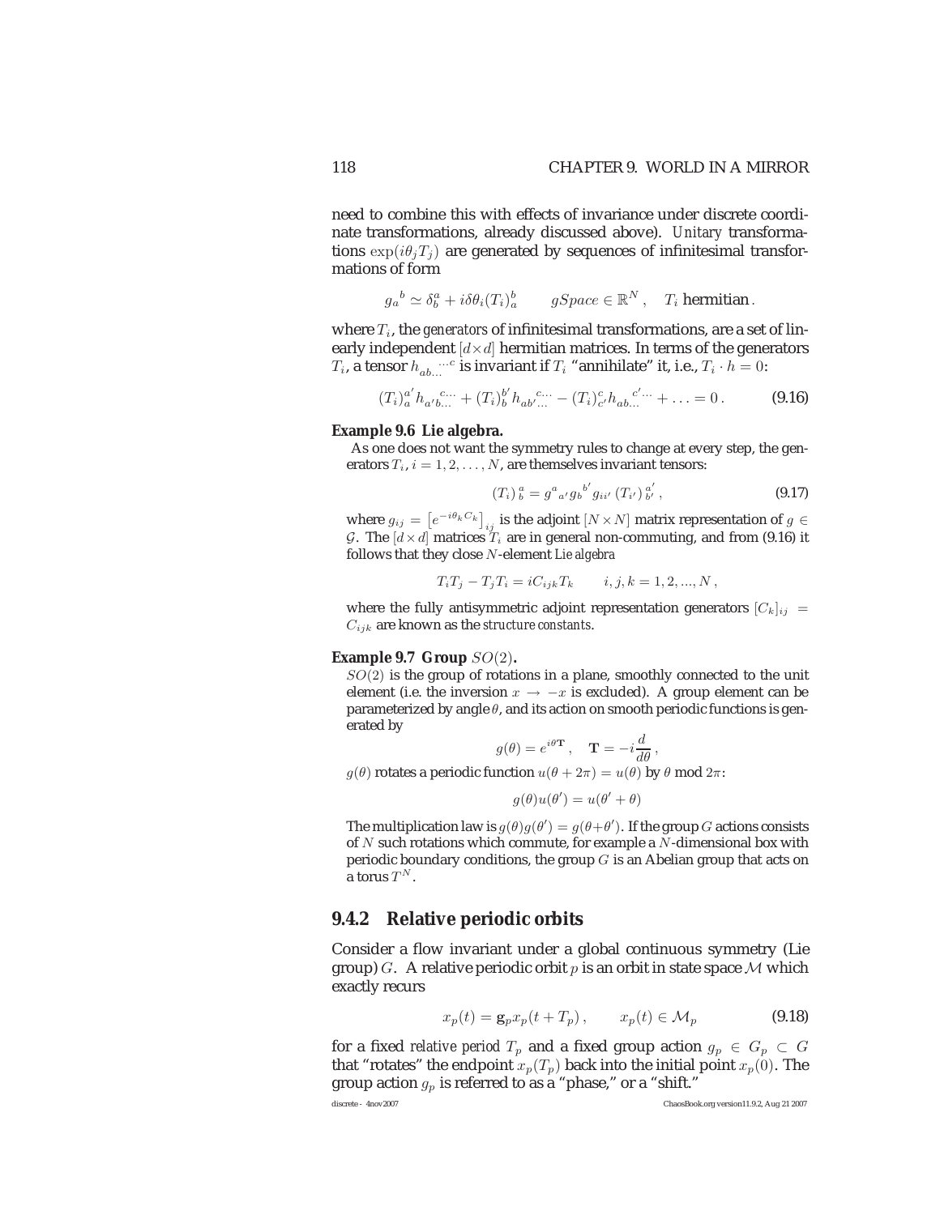need to combine this with effects of invariance under discrete coordinate transformations, already discussed above). *Unitary* transformations $\exp(i\theta_j T_j)$ are generated by sequences of infinitesimal transformations of form

$$g_a{}^b \simeq \delta^a_b + i\delta\theta_i (T_i)^b_a \qquad gSpace \in \mathbb{R}^N\,, \quad T_i \text{ hermitian}\,.$$

where $T_i$, the *generators* of infinitesimal transformations, are a set of linearly independent $[d\times d]$ hermitian matrices. In terms of the generators $T_i$, a tensor $h_{ab\ldots}{}^{\ldots c}$ is invariant if $T_i$ "annihilate" it, i.e., $T_i \cdot h = 0$:

$$(T_i)^{a'}_a h_{a'b\ldots}{}^{c\ldots} + (T_i)^{b'}_b h_{ab'\ldots}{}^{c\ldots} - (T_i)^c_{c'} h_{ab\ldots}{}^{c'\ldots} + \ldots = 0\,. \tag{9.16}$$

**Example 9.6 Lie algebra.**
As one does not want the symmetry rules to change at every step, the generators $T_i$, $i = 1, 2, \ldots, N$, are themselves invariant tensors:

$$(T_i)\,{}^a_{\ b} = g^a{}_{a'} g_b{}^{b'} g_{ii'}\,(T_{i'})\,{}^{a'}_{\ b'}\,, \tag{9.17}$$

where $g_{ij} = \left[e^{-i\theta_k C_k}\right]_{ij}$ is the adjoint $[N\times N]$ matrix representation of $g \in \mathcal{G}$. The $[d\times d]$ matrices $T_i$ are in general non-commuting, and from (9.16) it follows that they close $N$-element *Lie algebra*

$$T_i T_j - T_j T_i = iC_{ijk} T_k \qquad i, j, k = 1, 2, ..., N\,,$$

where the fully antisymmetric adjoint representation generators $[C_k]_{ij} = C_{ijk}$ are known as the *structure constants*.

**Example 9.7 Group $SO(2)$.**
$SO(2)$ is the group of rotations in a plane, smoothly connected to the unit element (i.e. the inversion $x \to -x$ is excluded). A group element can be parameterized by angle $\theta$, and its action on smooth periodic functions is generated by

$$g(\theta) = e^{i\theta \mathbf{T}}\,, \quad \mathbf{T} = -i\frac{d}{d\theta}\,,$$

$g(\theta)$ rotates a periodic function $u(\theta + 2\pi) = u(\theta)$ by $\theta$ mod $2\pi$:

$$g(\theta)u(\theta') = u(\theta' + \theta)$$

The multiplication law is $g(\theta)g(\theta') = g(\theta+\theta')$. If the group $G$ actions consists of $N$ such rotations which commute, for example a $N$-dimensional box with periodic boundary conditions, the group $G$ is an Abelian group that acts on a torus $T^N$.

### 9.4.2 Relative periodic orbits

Consider a flow invariant under a global continuous symmetry (Lie group) $G$. A relative periodic orbit $p$ is an orbit in state space $\mathcal{M}$ which exactly recurs

$$x_p(t) = \mathbf{g}_p x_p(t + T_p)\,, \qquad x_p(t) \in \mathcal{M}_p \tag{9.18}$$

for a fixed *relative period* $T_p$ and a fixed group action $g_p \in G_p \subset G$ that "rotates" the endpoint $x_p(T_p)$ back into the initial point $x_p(0)$. The group action $g_p$ is referred to as a "phase," or a "shift."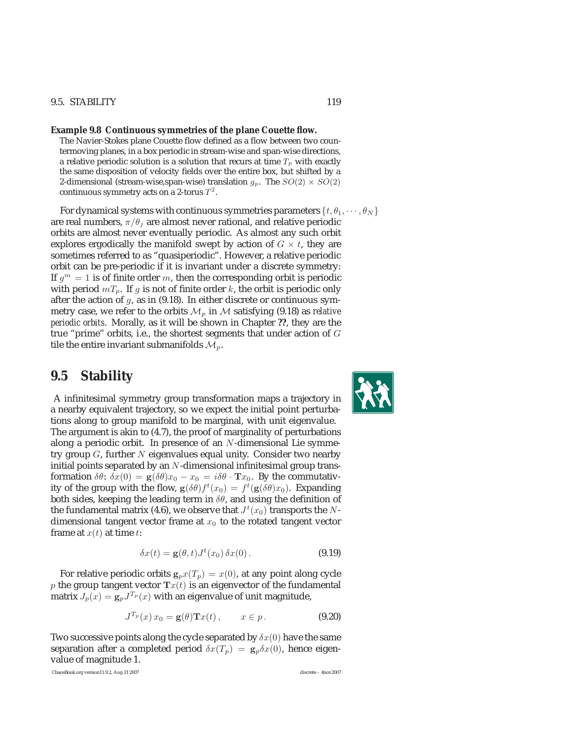**Example 9.8 Continuous symmetries of the plane Couette flow.**

The Navier-Stokes plane Couette flow defined as a flow between two countermoving planes, in a box periodic in stream-wise and span-wise directions, a relative periodic solution is a solution that recurs at time $T_p$ with exactly the same disposition of velocity fields over the entire box, but shifted by a 2-dimensional (stream-wise,span-wise) translation $g_p$. The $SO(2) \times SO(2)$ continuous symmetry acts on a 2-torus $T^2$.

For dynamical systems with continuous symmetries parameters $\{t, \theta_1, \cdots, \theta_N\}$ are real numbers, $\pi/\theta_j$ are almost never rational, and relative periodic orbits are almost never eventually periodic. As almost any such orbit explores ergodically the manifold swept by action of $G \times t$, they are sometimes referred to as "quasiperiodic". However, a relative periodic orbit can be pre-periodic if it is invariant under a discrete symmetry: If $g^m = 1$ is of finite order $m$, then the corresponding orbit is periodic with period $mT_p$. If $g$ is not of finite order $k$, the orbit is periodic only after the action of $g$, as in (9.18). In either discrete or continuous symmetry case, we refer to the orbits $\mathcal{M}_p$ in $\mathcal{M}$ satisfying (9.18) as *relative periodic orbits*. Morally, as it will be shown in Chapter **??**, they are the true "prime" orbits, i.e., the shortest segments that under action of $G$ tile the entire invariant submanifolds $\mathcal{M}_p$.

## 9.5 Stability

A infinitesimal symmetry group transformation maps a trajectory in a nearby equivalent trajectory, so we expect the initial point perturbations along to group manifold to be marginal, with unit eigenvalue. The argument is akin to (4.7), the proof of marginality of perturbations along a periodic orbit. In presence of an $N$-dimensional Lie symmetry group $G$, further $N$ eigenvalues equal unity. Consider two nearby initial points separated by an $N$-dimensional infinitesimal group transformation $\delta\theta$: $\delta x(0) = \mathbf{g}(\delta\theta)x_0 - x_0 = i\delta\theta \cdot \mathbf{T}x_0$. By the commutativity of the group with the flow, $\mathbf{g}(\delta\theta)f^t(x_0) = f^t(\mathbf{g}(\delta\theta)x_0)$. Expanding both sides, keeping the leading term in $\delta\theta$, and using the definition of the fundamental matrix (4.6), we observe that $J^t(x_0)$ transports the $N$-dimensional tangent vector frame at $x_0$ to the rotated tangent vector frame at $x(t)$ at time $t$:

$$\delta x(t) = \mathbf{g}(\theta, t)J^t(x_0)\,\delta x(0)\,. \tag{9.19}$$

For relative periodic orbits $\mathbf{g}_p x(T_p) = x(0)$, at any point along cycle $p$ the group tangent vector $\mathbf{T}x(t)$ is an eigenvector of the fundamental matrix $J_p(x) = \mathbf{g}_p J^{T_p}(x)$ with an eigenvalue of unit magnitude,

$$J^{T_p}(x)\,x_0 = \mathbf{g}(\theta)\mathbf{T}x(t)\,, \qquad x \in p\,. \tag{9.20}$$

Two successive points along the cycle separated by $\delta x(0)$ have the same separation after a completed period $\delta x(T_p) = \mathbf{g}_p \delta x(0)$, hence eigenvalue of magnitude 1.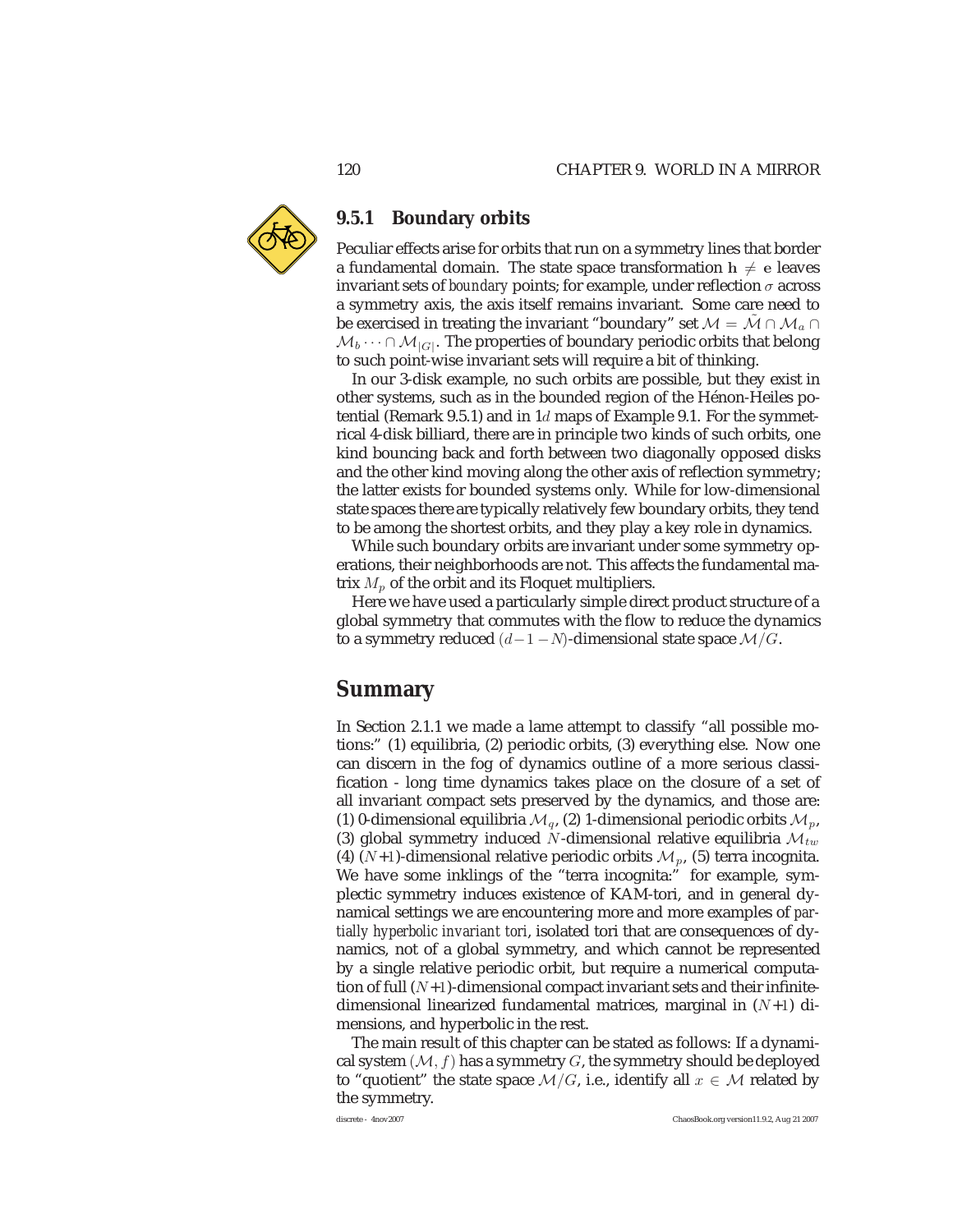### 9.5.1 Boundary orbits

Peculiar effects arise for orbits that run on a symmetry lines that border a fundamental domain. The state space transformation $\mathbf{h} \neq \mathbf{e}$ leaves invariant sets of *boundary* points; for example, under reflection $\sigma$ across a symmetry axis, the axis itself remains invariant. Some care need to be exercised in treating the invariant "boundary" set $\mathcal{M} = \tilde{\mathcal{M}} \cap \mathcal{M}_a \cap \mathcal{M}_b \cdots \cap \mathcal{M}_{|G|}$. The properties of boundary periodic orbits that belong to such point-wise invariant sets will require a bit of thinking.

In our 3-disk example, no such orbits are possible, but they exist in other systems, such as in the bounded region of the Hénon-Heiles potential (Remark 9.5.1) and in $1d$ maps of Example 9.1. For the symmetrical 4-disk billiard, there are in principle two kinds of such orbits, one kind bouncing back and forth between two diagonally opposed disks and the other kind moving along the other axis of reflection symmetry; the latter exists for bounded systems only. While for low-dimensional state spaces there are typically relatively few boundary orbits, they tend to be among the shortest orbits, and they play a key role in dynamics.

While such boundary orbits are invariant under some symmetry operations, their neighborhoods are not. This affects the fundamental matrix $M_p$ of the orbit and its Floquet multipliers.

Here we have used a particularly simple direct product structure of a global symmetry that commutes with the flow to reduce the dynamics to a symmetry reduced $(d-1-N)$-dimensional state space $\mathcal{M}/G$.

## Summary

In Section 2.1.1 we made a lame attempt to classify "all possible motions:" (1) equilibria, (2) periodic orbits, (3) everything else. Now one can discern in the fog of dynamics outline of a more serious classification - long time dynamics takes place on the closure of a set of all invariant compact sets preserved by the dynamics, and those are: (1) 0-dimensional equilibria $\mathcal{M}_q$, (2) 1-dimensional periodic orbits $\mathcal{M}_p$, (3) global symmetry induced $N$-dimensional relative equilibria $\mathcal{M}_{tw}$ (4) $(N+1)$-dimensional relative periodic orbits $\mathcal{M}_p$, (5) terra incognita. We have some inklings of the "terra incognita:" for example, symplectic symmetry induces existence of KAM-tori, and in general dynamical settings we are encountering more and more examples of *partially hyperbolic invariant tori*, isolated tori that are consequences of dynamics, not of a global symmetry, and which cannot be represented by a single relative periodic orbit, but require a numerical computation of full $(N+1)$-dimensional compact invariant sets and their infinite-dimensional linearized fundamental matrices, marginal in $(N+1)$ dimensions, and hyperbolic in the rest.

The main result of this chapter can be stated as follows: If a dynamical system $(\mathcal{M}, f)$ has a symmetry $G$, the symmetry should be deployed to "quotient" the state space $\mathcal{M}/G$, i.e., identify all $x \in \mathcal{M}$ related by the symmetry.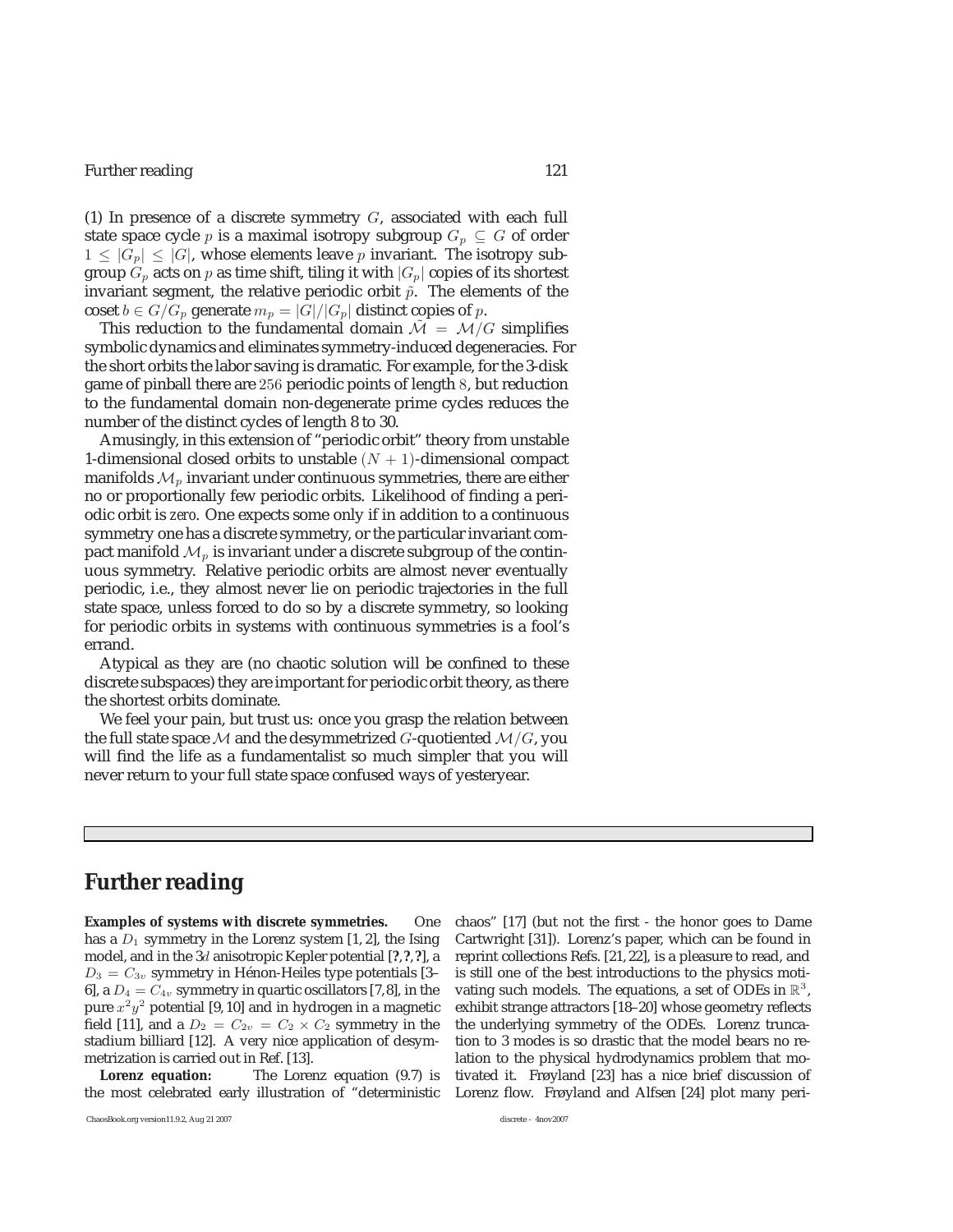(1) In presence of a discrete symmetry $G$, associated with each full state space cycle $p$ is a maximal isotropy subgroup $G_p \subseteq G$ of order $1 \leq |G_p| \leq |G|$, whose elements leave $p$ invariant. The isotropy subgroup $G_p$ acts on $p$ as time shift, tiling it with $|G_p|$ copies of its shortest invariant segment, the relative periodic orbit $\tilde{p}$. The elements of the coset $b \in G/G_p$ generate $m_p = |G|/|G_p|$ distinct copies of $p$.

This reduction to the fundamental domain $\tilde{\mathcal{M}} = \mathcal{M}/G$ simplifies symbolic dynamics and eliminates symmetry-induced degeneracies. For the short orbits the labor saving is dramatic. For example, for the 3-disk game of pinball there are $256$ periodic points of length $8$, but reduction to the fundamental domain non-degenerate prime cycles reduces the number of the distinct cycles of length 8 to 30.

Amusingly, in this extension of "periodic orbit" theory from unstable 1-dimensional closed orbits to unstable $(N+1)$-dimensional compact manifolds $\mathcal{M}_p$ invariant under continuous symmetries, there are either no or proportionally few periodic orbits. Likelihood of finding a periodic orbit is *zero*. One expects some only if in addition to a continuous symmetry one has a discrete symmetry, or the particular invariant compact manifold $\mathcal{M}_p$ is invariant under a discrete subgroup of the continuous symmetry. Relative periodic orbits are almost never eventually periodic, i.e., they almost never lie on periodic trajectories in the full state space, unless forced to do so by a discrete symmetry, so looking for periodic orbits in systems with continuous symmetries is a fool's errand.

Atypical as they are (no chaotic solution will be confined to these discrete subspaces) they are important for periodic orbit theory, as there the shortest orbits dominate.

We feel your pain, but trust us: once you grasp the relation between the full state space $\mathcal{M}$ and the desymmetrized $G$-quotiented $\mathcal{M}/G$, you will find the life as a fundamentalist so much simpler that you will never return to your full state space confused ways of yesteryear.

## Further reading

**Examples of systems with discrete symmetries.** One has a $D_1$ symmetry in the Lorenz system [1, 2], the Ising model, and in the $3d$ anisotropic Kepler potential [?, ?, ?], a $D_3 = C_{3v}$ symmetry in Hénon-Heiles type potentials [3–6], a $D_4 = C_{4v}$ symmetry in quartic oscillators [7, 8], in the pure $x^2y^2$ potential [9, 10] and in hydrogen in a magnetic field [11], and a $D_2 = C_{2v} = C_2 \times C_2$ symmetry in the stadium billiard [12]. A very nice application of desymmetrization is carried out in Ref. [13].

**Lorenz equation:** The Lorenz equation (9.7) is the most celebrated early illustration of "deterministic chaos" [17] (but not the first - the honor goes to Dame Cartwright [31]). Lorenz's paper, which can be found in reprint collections Refs. [21, 22], is a pleasure to read, and is still one of the best introductions to the physics motivating such models. The equations, a set of ODEs in $\mathbb{R}^3$, exhibit strange attractors [18–20] whose geometry reflects the underlying symmetry of the ODEs. Lorenz truncation to 3 modes is so drastic that the model bears no relation to the physical hydrodynamics problem that motivated it. Frøyland [23] has a nice brief discussion of Lorenz flow. Frøyland and Alfsen [24] plot many peri-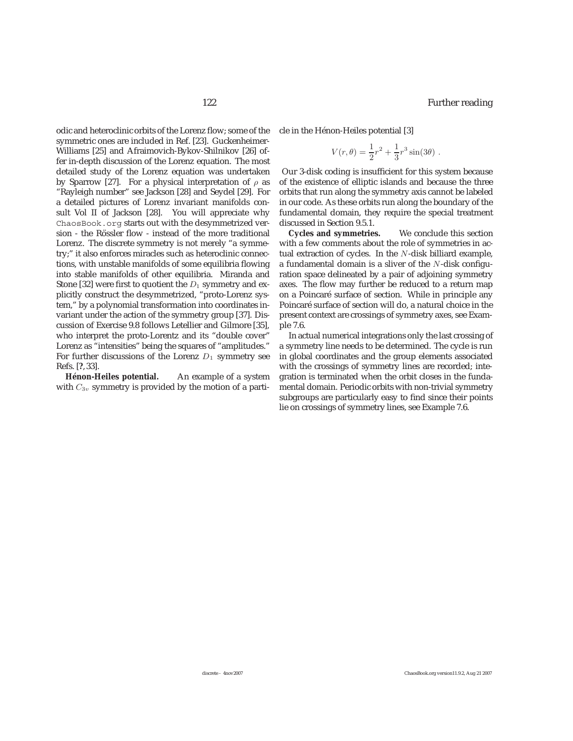odic and heteroclinic orbits of the Lorenz flow; some of the symmetric ones are included in Ref. [23]. Guckenheimer-Williams [25] and Afraimovich-Bykov-Shilnikov [26] offer in-depth discussion of the Lorenz equation. The most detailed study of the Lorenz equation was undertaken by Sparrow [27]. For a physical interpretation of $\rho$ as "Rayleigh number" see Jackson [28] and Seydel [29]. For a detailed pictures of Lorenz invariant manifolds consult Vol II of Jackson [28]. You will appreciate why `ChaosBook.org` starts out with the desymmetrized version - the Rössler flow - instead of the more traditional Lorenz. The discrete symmetry is not merely "a symmetry;" it also enforces miracles such as heteroclinic connections, with unstable manifolds of some equilibria flowing into stable manifolds of other equilibria. Miranda and Stone [32] were first to quotient the $D_1$ symmetry and explicitly construct the desymmetrized, "proto-Lorenz system," by a polynomial transformation into coordinates invariant under the action of the symmetry group [37]. Discussion of Exercise 9.8 follows Letellier and Gilmore [35], who interpret the proto-Lorenz and its "double cover" Lorenz as "intensities" being the squares of "amplitudes." For further discussions of the Lorenz $D_1$ symmetry see Refs. [**?**, 33].

**Hénon-Heiles potential.** An example of a system with $C_{3v}$ symmetry is provided by the motion of a particle in the Hénon-Heiles potential [3]

$$V(r,\theta) = \frac{1}{2}r^2 + \frac{1}{3}r^3 \sin(3\theta) \, .$$

Our 3-disk coding is insufficient for this system because of the existence of elliptic islands and because the three orbits that run along the symmetry axis cannot be labeled in our code. As these orbits run along the boundary of the fundamental domain, they require the special treatment discussed in Section 9.5.1.

**Cycles and symmetries.** We conclude this section with a few comments about the role of symmetries in actual extraction of cycles. In the $N$-disk billiard example, a fundamental domain is a sliver of the $N$-disk configuration space delineated by a pair of adjoining symmetry axes. The flow may further be reduced to a return map on a Poincaré surface of section. While in principle any Poincaré surface of section will do, a natural choice in the present context are crossings of symmetry axes, see Example 7.6.

In actual numerical integrations only the last crossing of a symmetry line needs to be determined. The cycle is run in global coordinates and the group elements associated with the crossings of symmetry lines are recorded; integration is terminated when the orbit closes in the fundamental domain. Periodic orbits with non-trivial symmetry subgroups are particularly easy to find since their points lie on crossings of symmetry lines, see Example 7.6.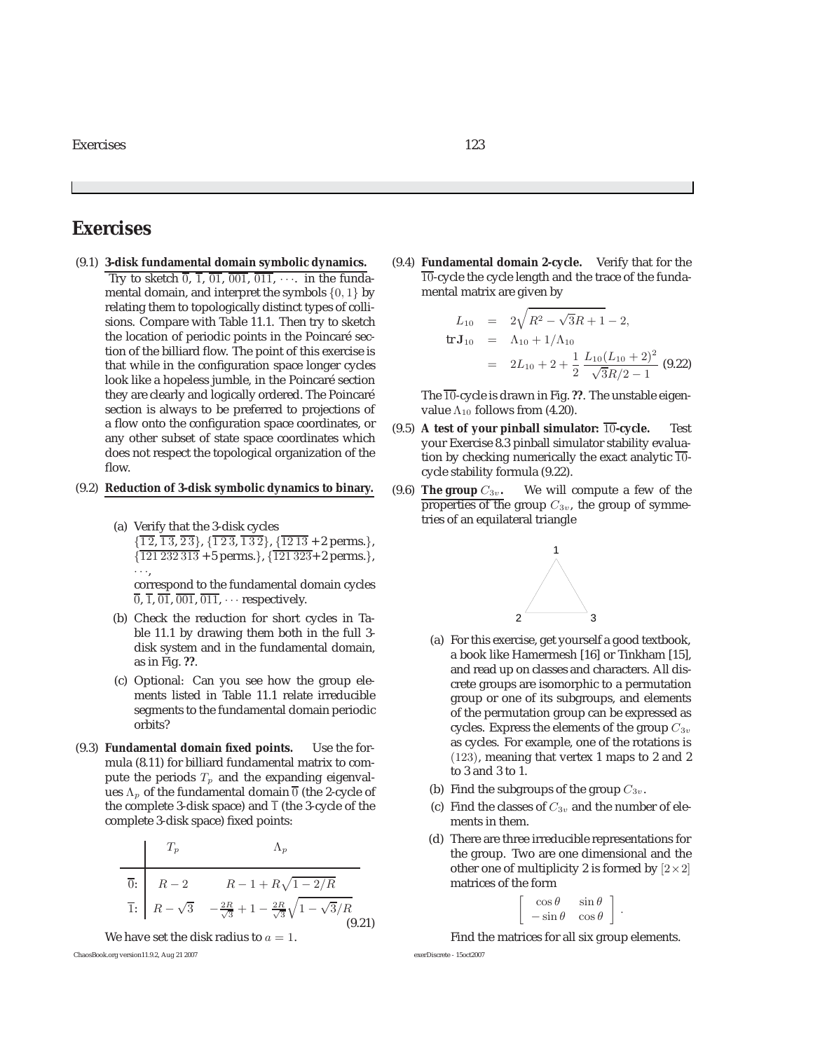# Exercises

(9.1) **3-disk fundamental domain symbolic dynamics.** Try to sketch $\overline{0}$, $\overline{1}$, $\overline{01}$, $\overline{001}$, $\overline{011}$, $\cdots$. in the fundamental domain, and interpret the symbols $\{0,1\}$ by relating them to topologically distinct types of collisions. Compare with Table 11.1. Then try to sketch the location of periodic points in the Poincaré section of the billiard flow. The point of this exercise is that while in the configuration space longer cycles look like a hopeless jumble, in the Poincaré section they are clearly and logically ordered. The Poincaré section is always to be preferred to projections of a flow onto the configuration space coordinates, or any other subset of state space coordinates which does not respect the topological organization of the flow.

(9.2) **Reduction of 3-disk symbolic dynamics to binary.**

(a) Verify that the 3-disk cycles $\{\overline{1\,2}, \overline{1\,3}, \overline{2\,3}\}$, $\{\overline{1\,2\,3}, \overline{1\,3\,2}\}$, $\{\overline{12\,13} + 2\text{ perms.}\}$, $\{\overline{121\,232\,313} + 5\text{ perms.}\}$, $\{\overline{121\,323} + 2\text{ perms.}\}$, $\cdots$, correspond to the fundamental domain cycles $\overline{0}$, $\overline{1}$, $\overline{01}$, $\overline{001}$, $\overline{011}$, $\cdots$ respectively.

(b) Check the reduction for short cycles in Table 11.1 by drawing them both in the full 3-disk system and in the fundamental domain, as in Fig. **??**.

(c) Optional: Can you see how the group elements listed in Table 11.1 relate irreducible segments to the fundamental domain periodic orbits?

(9.3) **Fundamental domain fixed points.** Use the formula (8.11) for billiard fundamental matrix to compute the periods $T_p$ and the expanding eigenvalues $\Lambda_p$ of the fundamental domain $\overline{0}$ (the 2-cycle of the complete 3-disk space) and $\overline{1}$ (the 3-cycle of the complete 3-disk space) fixed points:

| | $T_p$ | $\Lambda_p$ |
|---|---|---|
| $\overline{0}$: | $R-2$ | $R-1+R\sqrt{1-2/R}$ |
| $\overline{1}$: | $R-\sqrt{3}$ | $-\frac{2R}{\sqrt{3}}+1-\frac{2R}{\sqrt{3}}\sqrt{1-\sqrt{3}/R}$ |

(9.21)

We have set the disk radius to $a=1$.

(9.4) **Fundamental domain 2-cycle.** Verify that for the $\overline{10}$-cycle the cycle length and the trace of the fundamental matrix are given by

$$
\begin{aligned}
L_{10} &= 2\sqrt{R^2-\sqrt{3}R+1}-2, \\
\mathrm{tr}\,\mathbf{J}_{10} &= \Lambda_{10}+1/\Lambda_{10} \\
&= 2L_{10}+2+\frac{1}{2}\,\frac{L_{10}(L_{10}+2)^2}{\sqrt{3}R/2-1} \qquad (9.22)
\end{aligned}
$$

The $\overline{10}$-cycle is drawn in Fig. **??**. The unstable eigenvalue $\Lambda_{10}$ follows from (4.20).

(9.5) **A test of your pinball simulator: $\overline{10}$-cycle.** Test your Exercise 8.3 pinball simulator stability evaluation by checking numerically the exact analytic $\overline{10}$-cycle stability formula (9.22).

(9.6) **The group $C_{3v}$.** We will compute a few of the properties of the group $C_{3v}$, the group of symmetries of an equilateral triangle

(a) For this exercise, get yourself a good textbook, a book like Hamermesh [16] or Tinkham [15], and read up on classes and characters. All discrete groups are isomorphic to a permutation group or one of its subgroups, and elements of the permutation group can be expressed as cycles. Express the elements of the group $C_{3v}$ as cycles. For example, one of the rotations is $(123)$, meaning that vertex 1 maps to 2 and 2 to 3 and 3 to 1.

(b) Find the subgroups of the group $C_{3v}$.

(c) Find the classes of $C_{3v}$ and the number of elements in them.

(d) There are three irreducible representations for the group. Two are one dimensional and the other one of multiplicity 2 is formed by $[2\times 2]$ matrices of the form

$$
\begin{bmatrix} \cos\theta & \sin\theta \\ -\sin\theta & \cos\theta \end{bmatrix}.
$$

Find the matrices for all six group elements.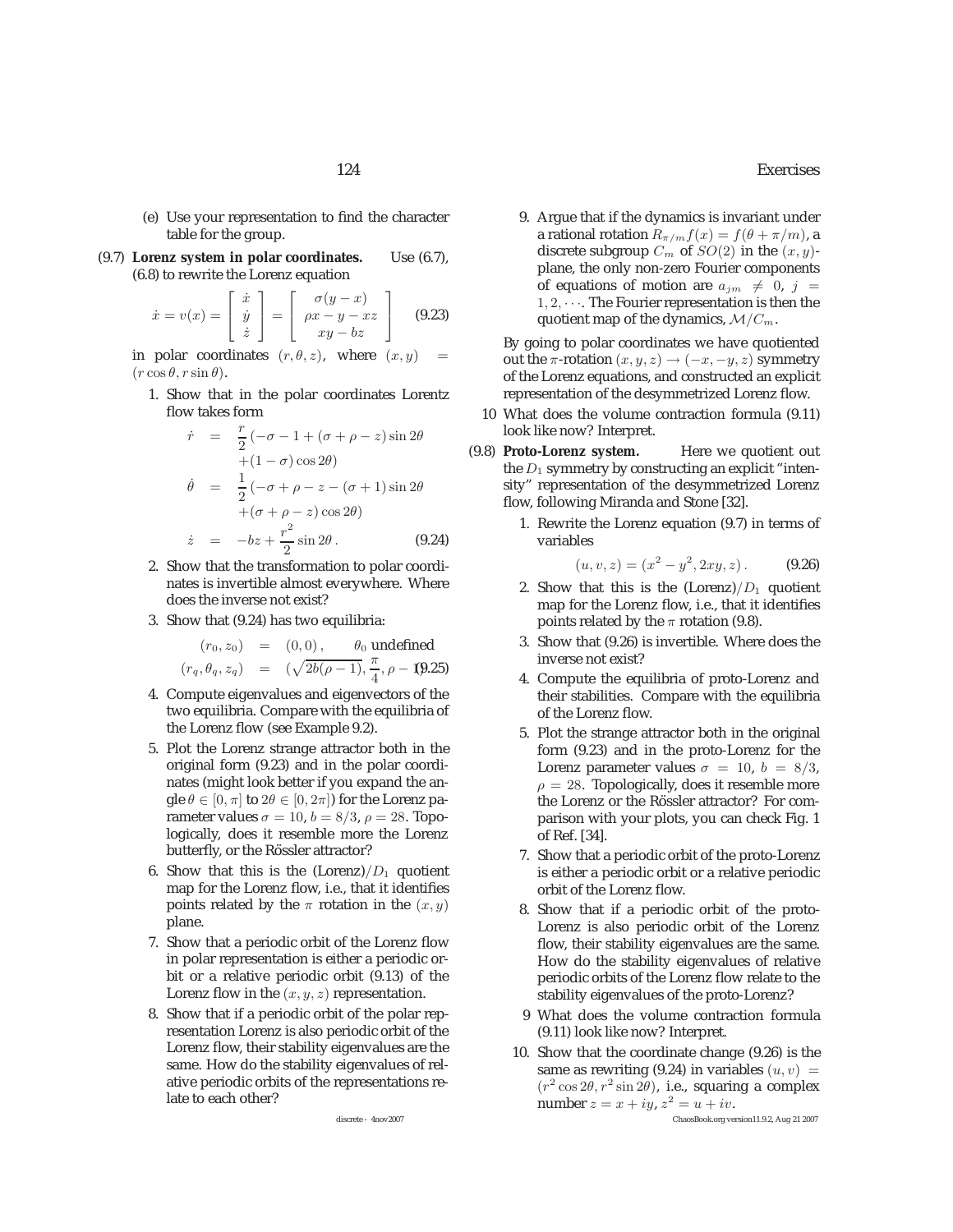(e) Use your representation to find the character table for the group.

(9.7) **Lorenz system in polar coordinates.** Use (6.7), (6.8) to rewrite the Lorenz equation

$$\dot{x} = v(x) = \begin{bmatrix} \dot{x} \\ \dot{y} \\ \dot{z} \end{bmatrix} = \begin{bmatrix} \sigma(y-x) \\ \rho x - y - xz \\ xy - bz \end{bmatrix} \qquad (9.23)$$

in polar coordinates $(r, \theta, z)$, where $(x, y) = (r\cos\theta, r\sin\theta)$.

1. Show that in the polar coordinates Lorentz flow takes form

$$\begin{aligned} \dot{r} &= \frac{r}{2}(-\sigma - 1 + (\sigma + \rho - z)\sin 2\theta \\ &\quad + (1-\sigma)\cos 2\theta) \\ \dot{\theta} &= \frac{1}{2}(-\sigma + \rho - z - (\sigma+1)\sin 2\theta \\ &\quad + (\sigma + \rho - z)\cos 2\theta) \\ \dot{z} &= -bz + \frac{r^2}{2}\sin 2\theta\,. \end{aligned} \qquad (9.24)$$

2. Show that the transformation to polar coordinates is invertible almost everywhere. Where does the inverse not exist?

3. Show that (9.24) has two equilibria:

$$\begin{aligned} (r_0, z_0) &= (0, 0)\,, \qquad \theta_0 \text{ undefined} \\ (r_q, \theta_q, z_q) &= (\sqrt{2b(\rho-1)}, \frac{\pi}{4}, \rho - 1) \end{aligned} \qquad (9.25)$$

4. Compute eigenvalues and eigenvectors of the two equilibria. Compare with the equilibria of the Lorenz flow (see Example 9.2).

5. Plot the Lorenz strange attractor both in the original form (9.23) and in the polar coordinates (might look better if you expand the angle $\theta \in [0, \pi]$ to $2\theta \in [0, 2\pi]$) for the Lorenz parameter values $\sigma = 10$, $b = 8/3$, $\rho = 28$. Topologically, does it resemble more the Lorenz butterfly, or the Rössler attractor?

6. Show that this is the (Lorenz)$/D_1$ quotient map for the Lorenz flow, i.e., that it identifies points related by the $\pi$ rotation in the $(x, y)$ plane.

7. Show that a periodic orbit of the Lorenz flow in polar representation is either a periodic orbit or a relative periodic orbit (9.13) of the Lorenz flow in the $(x, y, z)$ representation.

8. Show that if a periodic orbit of the polar representation Lorenz is also periodic orbit of the Lorenz flow, their stability eigenvalues are the same. How do the stability eigenvalues of relative periodic orbits of the representations relate to each other?

9. Argue that if the dynamics is invariant under a rational rotation $R_{\pi/m}f(x) = f(\theta + \pi/m)$, a discrete subgroup $C_m$ of $SO(2)$ in the $(x, y)$-plane, the only non-zero Fourier components of equations of motion are $a_{jm} \neq 0$, $j = 1, 2, \cdots$. The Fourier representation is then the quotient map of the dynamics, $\mathcal{M}/C_m$.

By going to polar coordinates we have quotiented out the $\pi$-rotation $(x, y, z) \to (-x, -y, z)$ symmetry of the Lorenz equations, and constructed an explicit representation of the desymmetrized Lorenz flow.

10 What does the volume contraction formula (9.11) look like now? Interpret.

(9.8) **Proto-Lorenz system.** Here we quotient out the $D_1$ symmetry by constructing an explicit "intensity" representation of the desymmetrized Lorenz flow, following Miranda and Stone [32].

1. Rewrite the Lorenz equation (9.7) in terms of variables

$$(u, v, z) = (x^2 - y^2, 2xy, z)\,. \qquad (9.26)$$

2. Show that this is the (Lorenz)$/D_1$ quotient map for the Lorenz flow, i.e., that it identifies points related by the $\pi$ rotation (9.8).

3. Show that (9.26) is invertible. Where does the inverse not exist?

4. Compute the equilibria of proto-Lorenz and their stabilities. Compare with the equilibria of the Lorenz flow.

5. Plot the strange attractor both in the original form (9.23) and in the proto-Lorenz for the Lorenz parameter values $\sigma = 10$, $b = 8/3$, $\rho = 28$. Topologically, does it resemble more the Lorenz or the Rössler attractor? For comparison with your plots, you can check Fig. 1 of Ref. [34].

7. Show that a periodic orbit of the proto-Lorenz is either a periodic orbit or a relative periodic orbit of the Lorenz flow.

8. Show that if a periodic orbit of the proto-Lorenz is also periodic orbit of the Lorenz flow, their stability eigenvalues are the same. How do the stability eigenvalues of relative periodic orbits of the Lorenz flow relate to the stability eigenvalues of the proto-Lorenz?

9 What does the volume contraction formula (9.11) look like now? Interpret.

10. Show that the coordinate change (9.26) is the same as rewriting (9.24) in variables $(u, v) = (r^2\cos 2\theta, r^2\sin 2\theta)$, i.e., squaring a complex number $z = x + iy$, $z^2 = u + iv$.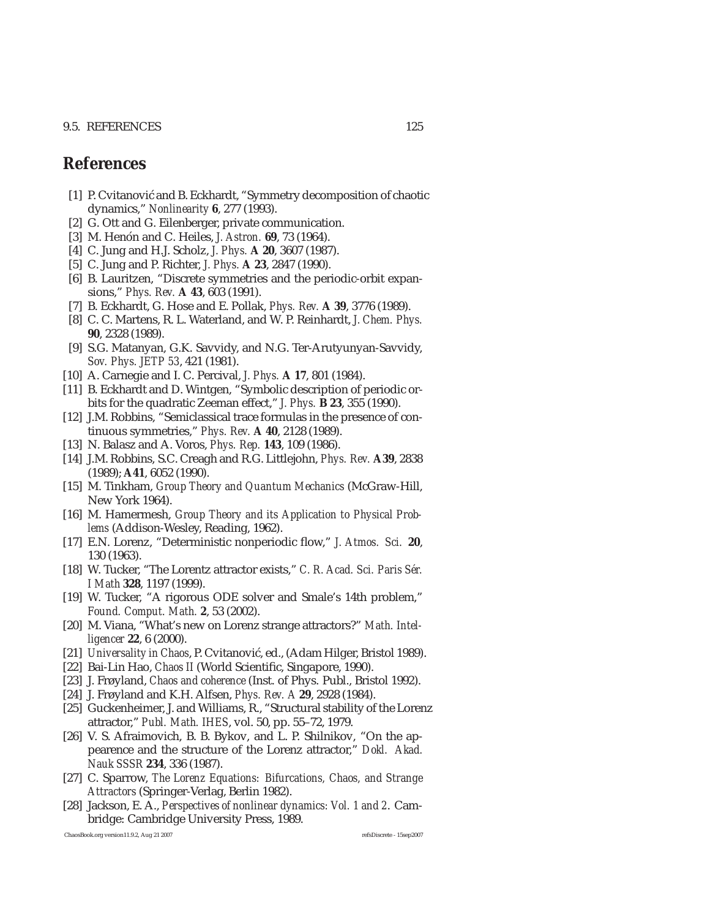# References

[1] P. Cvitanović and B. Eckhardt, "Symmetry decomposition of chaotic dynamics," *Nonlinearity* **6**, 277 (1993).

[2] G. Ott and G. Eilenberger, private communication.

[3] M. Henón and C. Heiles, *J. Astron.* **69**, 73 (1964).

[4] C. Jung and H.J. Scholz, *J. Phys.* **A 20**, 3607 (1987).

[5] C. Jung and P. Richter, *J. Phys.* **A 23**, 2847 (1990).

[6] B. Lauritzen, "Discrete symmetries and the periodic-orbit expansions," *Phys. Rev.* **A 43**, 603 (1991).

[7] B. Eckhardt, G. Hose and E. Pollak, *Phys. Rev.* **A 39**, 3776 (1989).

[8] C. C. Martens, R. L. Waterland, and W. P. Reinhardt, *J. Chem. Phys.* **90**, 2328 (1989).

[9] S.G. Matanyan, G.K. Savvidy, and N.G. Ter-Arutyunyan-Savvidy, *Sov. Phys. JETP 53*, 421 (1981).

[10] A. Carnegie and I. C. Percival, *J. Phys.* **A 17**, 801 (1984).

[11] B. Eckhardt and D. Wintgen, "Symbolic description of periodic orbits for the quadratic Zeeman effect," *J. Phys.* **B 23**, 355 (1990).

[12] J.M. Robbins, "Semiclassical trace formulas in the presence of continuous symmetries," *Phys. Rev.* **A 40**, 2128 (1989).

[13] N. Balasz and A. Voros, *Phys. Rep.* **143**, 109 (1986).

[14] J.M. Robbins, S.C. Creagh and R.G. Littlejohn, *Phys. Rev.* **A39**, 2838 (1989); **A41**, 6052 (1990).

[15] M. Tinkham, *Group Theory and Quantum Mechanics* (McGraw-Hill, New York 1964).

[16] M. Hamermesh, *Group Theory and its Application to Physical Problems* (Addison-Wesley, Reading, 1962).

[17] E.N. Lorenz, "Deterministic nonperiodic flow," *J. Atmos. Sci.* **20**, 130 (1963).

[18] W. Tucker, "The Lorentz attractor exists," *C. R. Acad. Sci. Paris Sér. I Math* **328**, 1197 (1999).

[19] W. Tucker, "A rigorous ODE solver and Smale's 14th problem," *Found. Comput. Math.* **2**, 53 (2002).

[20] M. Viana, "What's new on Lorenz strange attractors?" *Math. Intelligencer* **22**, 6 (2000).

[21] *Universality in Chaos*, P. Cvitanović, ed., (Adam Hilger, Bristol 1989).

[22] Bai-Lin Hao, *Chaos II* (World Scientific, Singapore, 1990).

[23] J. Frøyland, *Chaos and coherence* (Inst. of Phys. Publ., Bristol 1992).

[24] J. Frøyland and K.H. Alfsen, *Phys. Rev. A* **29**, 2928 (1984).

[25] Guckenheimer, J. and Williams, R., "Structural stability of the Lorenz attractor," *Publ. Math. IHES*, vol. 50, pp. 55–72, 1979.

[26] V. S. Afraimovich, B. B. Bykov, and L. P. Shilnikov, "On the appearence and the structure of the Lorenz attractor," *Dokl. Akad. Nauk SSSR* **234**, 336 (1987).

[27] C. Sparrow, *The Lorenz Equations: Bifurcations, Chaos, and Strange Attractors* (Springer-Verlag, Berlin 1982).

[28] Jackson, E. A., *Perspectives of nonlinear dynamics: Vol. 1 and 2*. Cambridge: Cambridge University Press, 1989.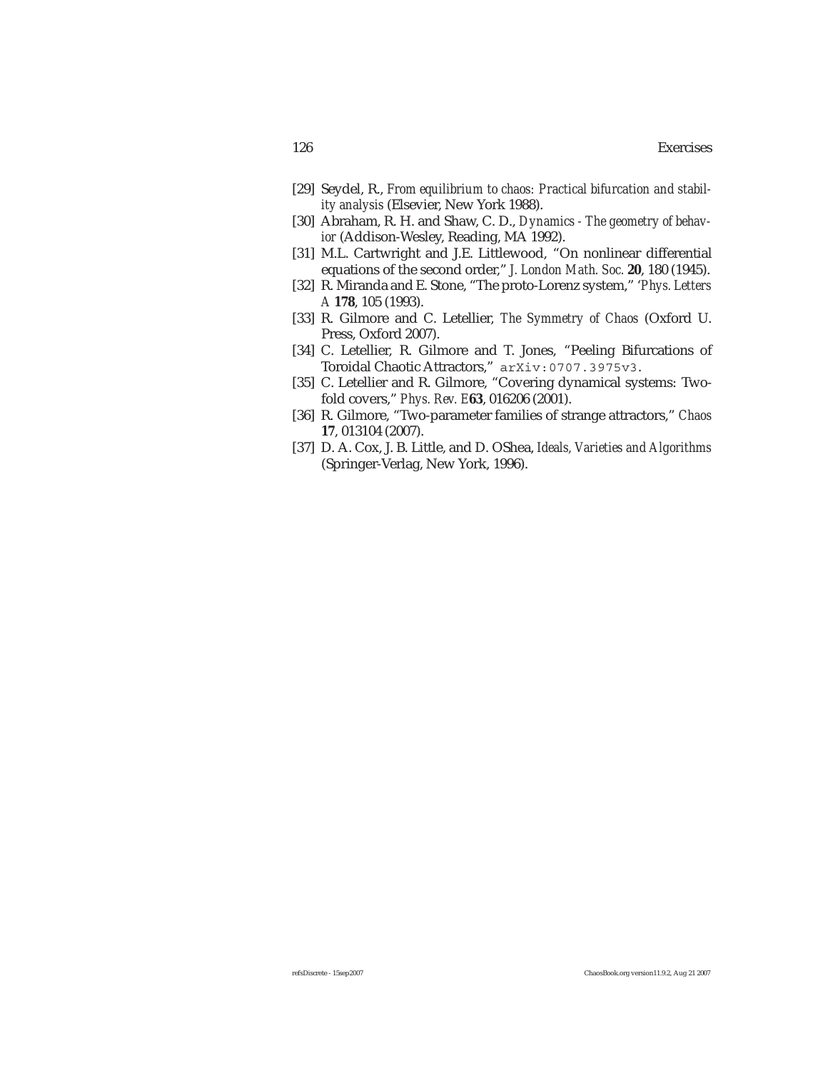[29] Seydel, R., *From equilibrium to chaos: Practical bifurcation and stability analysis* (Elsevier, New York 1988).

[30] Abraham, R. H. and Shaw, C. D., *Dynamics - The geometry of behavior* (Addison-Wesley, Reading, MA 1992).

[31] M.L. Cartwright and J.E. Littlewood, "On nonlinear differential equations of the second order," *J. London Math. Soc.* **20**, 180 (1945).

[32] R. Miranda and E. Stone, "The proto-Lorenz system," '*Phys. Letters A* **178**, 105 (1993).

[33] R. Gilmore and C. Letellier, *The Symmetry of Chaos* (Oxford U. Press, Oxford 2007).

[34] C. Letellier, R. Gilmore and T. Jones, "Peeling Bifurcations of Toroidal Chaotic Attractors," `arXiv:0707.3975v3`.

[35] C. Letellier and R. Gilmore, "Covering dynamical systems: Twofold covers," *Phys. Rev. E***63**, 016206 (2001).

[36] R. Gilmore, "Two-parameter families of strange attractors," *Chaos* **17**, 013104 (2007).

[37] D. A. Cox, J. B. Little, and D. OShea, *Ideals, Varieties and Algorithms* (Springer-Verlag, New York, 1996).